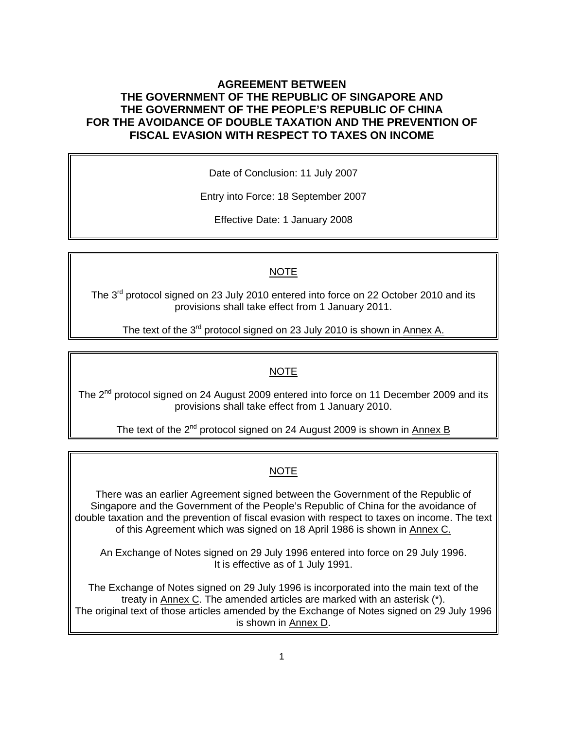# AGREEMENT BETWEEN THE GOVERNMENT OF THE REPUBLIC OF SINGAPORE AND THE GOVERNMENT OF THE PEOPLE'S REPUBLIC OF CHINA FOR THE AVOIDANCE OF DOUBLE TAXATION AND THE PREVENTION OF FISCAL EVASION WITH RESPECT TO TAXES ON INCOME

Date of Conclusion: 11 July 2007

Entry into Force: 18 September 2007

Effective Date: 1 January 2008

---

<u>NOTE</u>

The 3rd protocol signed on 23 July 2010 entered into force on 22 October 2010 and its provisions shall take effect from 1 January 2011.

The text of the 3rd protocol signed on 23 July 2010 is shown in <u>Annex A.</u>

---

<u>NOTE</u>

The 2nd protocol signed on 24 August 2009 entered into force on 11 December 2009 and its provisions shall take effect from 1 January 2010.

The text of the 2nd protocol signed on 24 August 2009 is shown in <u>Annex B</u>

---

<u>NOTE</u>

There was an earlier Agreement signed between the Government of the Republic of Singapore and the Government of the People's Republic of China for the avoidance of double taxation and the prevention of fiscal evasion with respect to taxes on income. The text of this Agreement which was signed on 18 April 1986 is shown in <u>Annex C.</u>

An Exchange of Notes signed on 29 July 1996 entered into force on 29 July 1996. It is effective as of 1 July 1991.

The Exchange of Notes signed on 29 July 1996 is incorporated into the main text of the treaty in <u>Annex C</u>. The amended articles are marked with an asterisk (*). The original text of those articles amended by the Exchange of Notes signed on 29 July 1996 is shown in <u>Annex D</u>.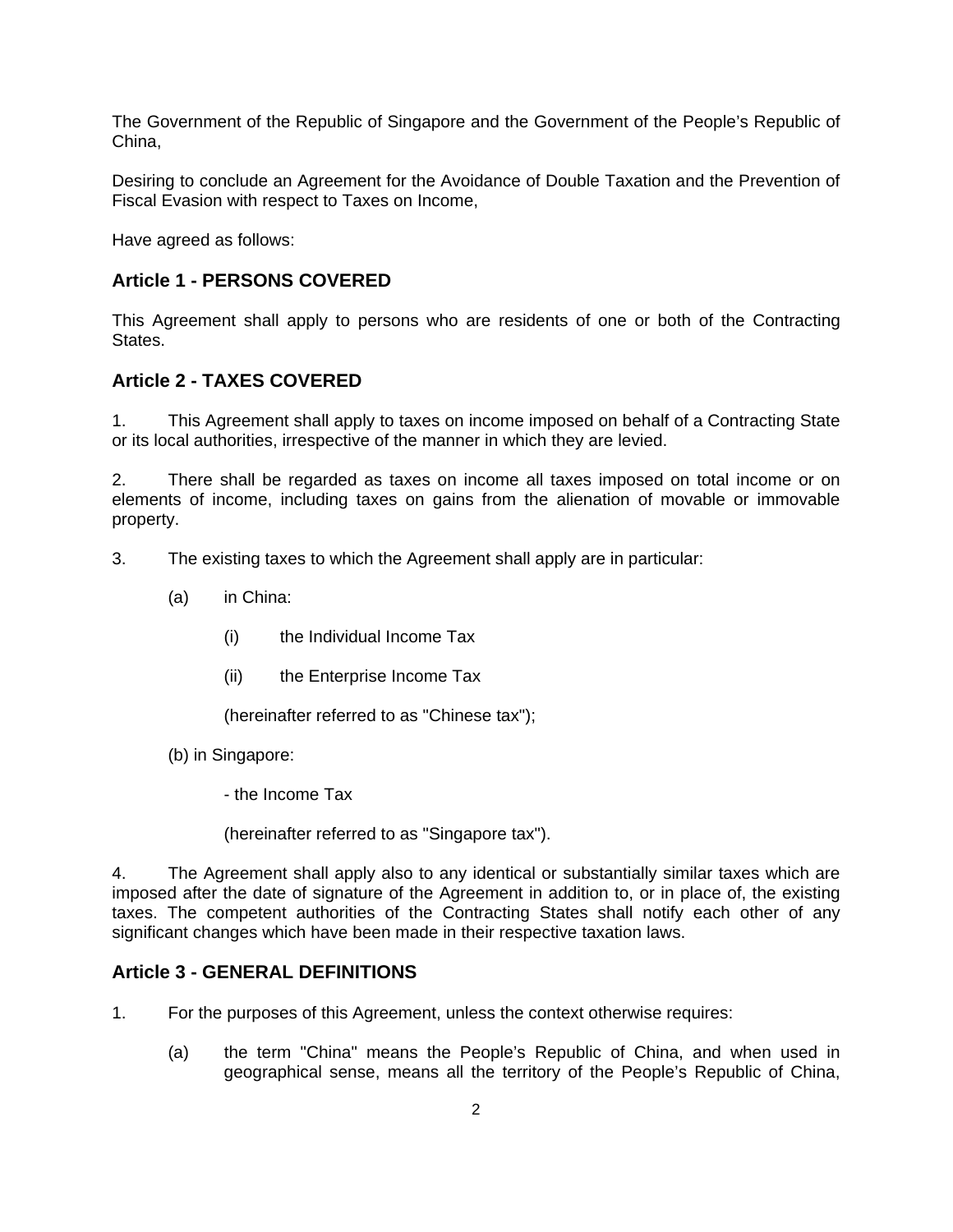The Government of the Republic of Singapore and the Government of the People's Republic of China,

Desiring to conclude an Agreement for the Avoidance of Double Taxation and the Prevention of Fiscal Evasion with respect to Taxes on Income,

Have agreed as follows:

## Article 1 - PERSONS COVERED

This Agreement shall apply to persons who are residents of one or both of the Contracting States.

## Article 2 - TAXES COVERED

1. This Agreement shall apply to taxes on income imposed on behalf of a Contracting State or its local authorities, irrespective of the manner in which they are levied.

2. There shall be regarded as taxes on income all taxes imposed on total income or on elements of income, including taxes on gains from the alienation of movable or immovable property.

3. The existing taxes to which the Agreement shall apply are in particular:

   (a) in China:

      (i) the Individual Income Tax

      (ii) the Enterprise Income Tax

      (hereinafter referred to as "Chinese tax");

   (b) in Singapore:

      - the Income Tax

      (hereinafter referred to as "Singapore tax").

4. The Agreement shall apply also to any identical or substantially similar taxes which are imposed after the date of signature of the Agreement in addition to, or in place of, the existing taxes. The competent authorities of the Contracting States shall notify each other of any significant changes which have been made in their respective taxation laws.

## Article 3 - GENERAL DEFINITIONS

1. For the purposes of this Agreement, unless the context otherwise requires:

   (a) the term "China" means the People's Republic of China, and when used in geographical sense, means all the territory of the People's Republic of China,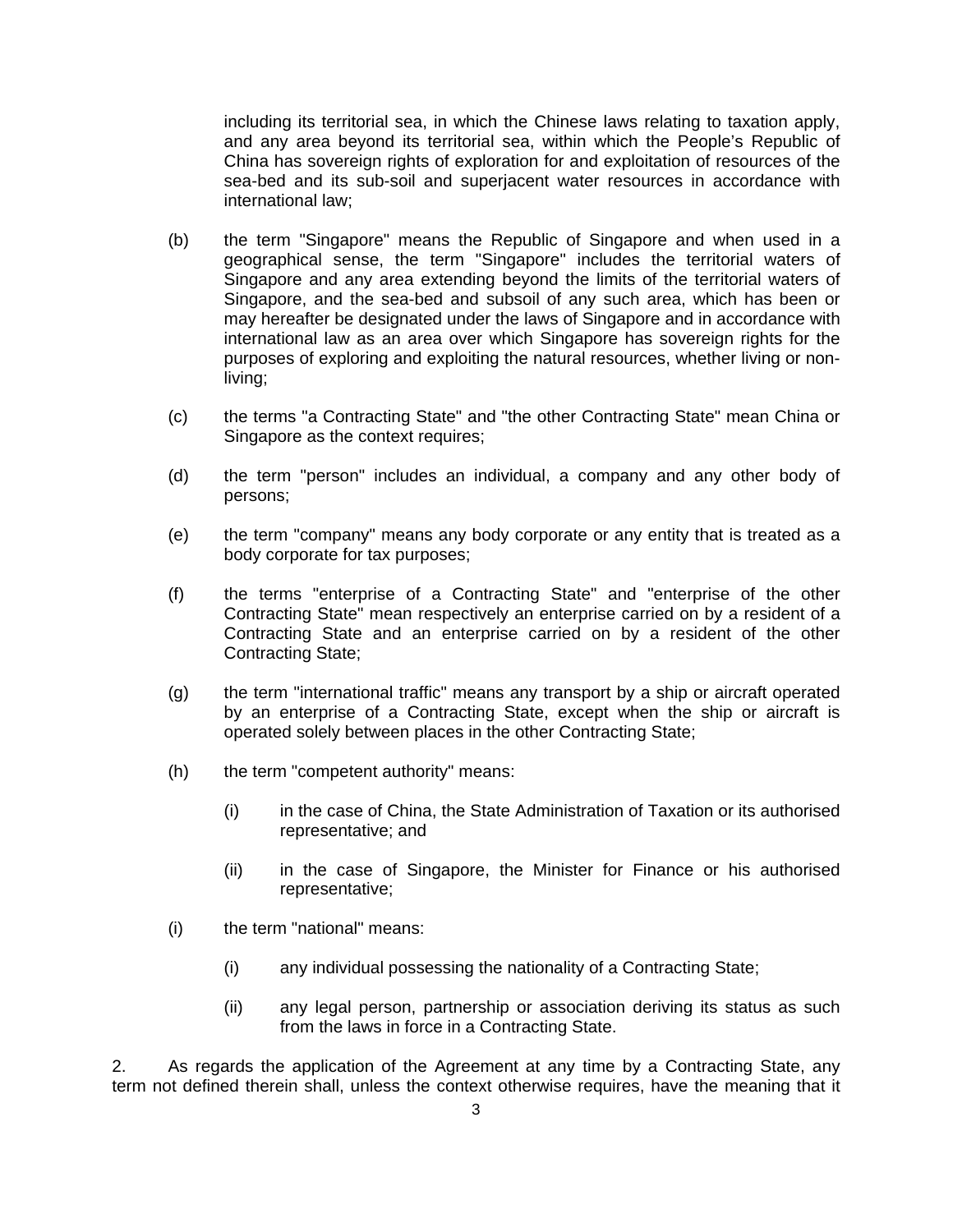including its territorial sea, in which the Chinese laws relating to taxation apply, and any area beyond its territorial sea, within which the People's Republic of China has sovereign rights of exploration for and exploitation of resources of the sea-bed and its sub-soil and superjacent water resources in accordance with international law;

(b) the term "Singapore" means the Republic of Singapore and when used in a geographical sense, the term "Singapore" includes the territorial waters of Singapore and any area extending beyond the limits of the territorial waters of Singapore, and the sea-bed and subsoil of any such area, which has been or may hereafter be designated under the laws of Singapore and in accordance with international law as an area over which Singapore has sovereign rights for the purposes of exploring and exploiting the natural resources, whether living or non-living;

(c) the terms "a Contracting State" and "the other Contracting State" mean China or Singapore as the context requires;

(d) the term "person" includes an individual, a company and any other body of persons;

(e) the term "company" means any body corporate or any entity that is treated as a body corporate for tax purposes;

(f) the terms "enterprise of a Contracting State" and "enterprise of the other Contracting State" mean respectively an enterprise carried on by a resident of a Contracting State and an enterprise carried on by a resident of the other Contracting State;

(g) the term "international traffic" means any transport by a ship or aircraft operated by an enterprise of a Contracting State, except when the ship or aircraft is operated solely between places in the other Contracting State;

(h) the term "competent authority" means:

    (i) in the case of China, the State Administration of Taxation or its authorised representative; and

    (ii) in the case of Singapore, the Minister for Finance or his authorised representative;

(i) the term "national" means:

    (i) any individual possessing the nationality of a Contracting State;

    (ii) any legal person, partnership or association deriving its status as such from the laws in force in a Contracting State.

2. As regards the application of the Agreement at any time by a Contracting State, any term not defined therein shall, unless the context otherwise requires, have the meaning that it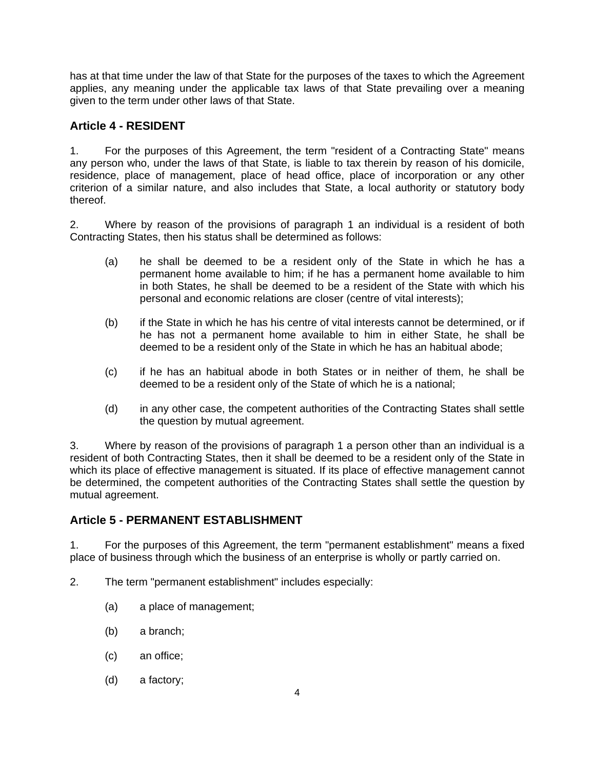has at that time under the law of that State for the purposes of the taxes to which the Agreement applies, any meaning under the applicable tax laws of that State prevailing over a meaning given to the term under other laws of that State.

## Article 4 - RESIDENT

1. For the purposes of this Agreement, the term "resident of a Contracting State" means any person who, under the laws of that State, is liable to tax therein by reason of his domicile, residence, place of management, place of head office, place of incorporation or any other criterion of a similar nature, and also includes that State, a local authority or statutory body thereof.

2. Where by reason of the provisions of paragraph 1 an individual is a resident of both Contracting States, then his status shall be determined as follows:

   (a) he shall be deemed to be a resident only of the State in which he has a permanent home available to him; if he has a permanent home available to him in both States, he shall be deemed to be a resident of the State with which his personal and economic relations are closer (centre of vital interests);

   (b) if the State in which he has his centre of vital interests cannot be determined, or if he has not a permanent home available to him in either State, he shall be deemed to be a resident only of the State in which he has an habitual abode;

   (c) if he has an habitual abode in both States or in neither of them, he shall be deemed to be a resident only of the State of which he is a national;

   (d) in any other case, the competent authorities of the Contracting States shall settle the question by mutual agreement.

3. Where by reason of the provisions of paragraph 1 a person other than an individual is a resident of both Contracting States, then it shall be deemed to be a resident only of the State in which its place of effective management is situated. If its place of effective management cannot be determined, the competent authorities of the Contracting States shall settle the question by mutual agreement.

## Article 5 - PERMANENT ESTABLISHMENT

1. For the purposes of this Agreement, the term "permanent establishment" means a fixed place of business through which the business of an enterprise is wholly or partly carried on.

2. The term "permanent establishment" includes especially:

   (a) a place of management;

   (b) a branch;

   (c) an office;

   (d) a factory;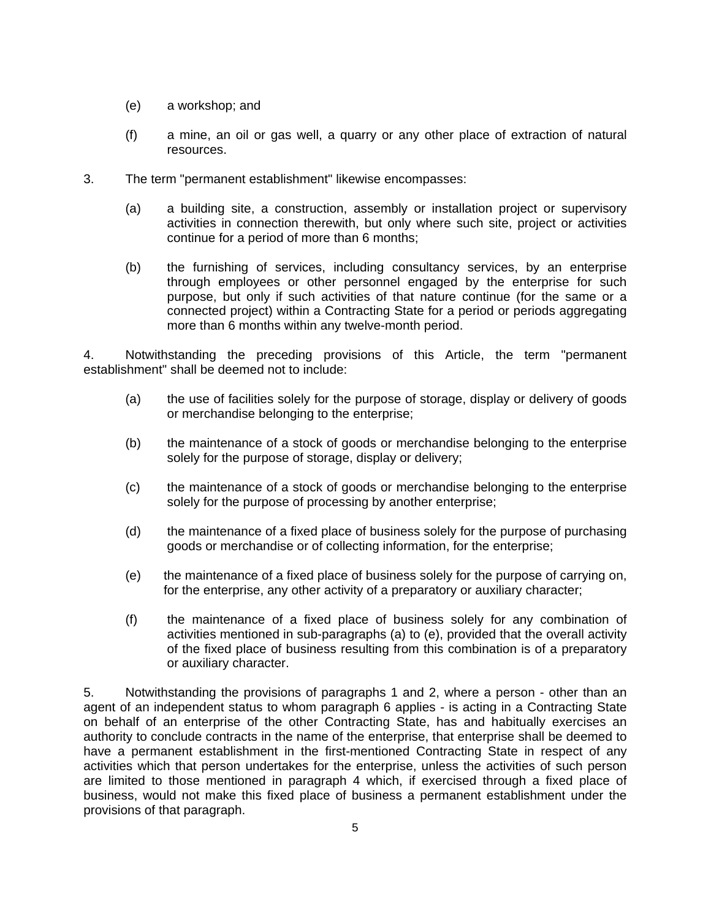(e) a workshop; and

(f) a mine, an oil or gas well, a quarry or any other place of extraction of natural resources.

3. The term "permanent establishment" likewise encompasses:

(a) a building site, a construction, assembly or installation project or supervisory activities in connection therewith, but only where such site, project or activities continue for a period of more than 6 months;

(b) the furnishing of services, including consultancy services, by an enterprise through employees or other personnel engaged by the enterprise for such purpose, but only if such activities of that nature continue (for the same or a connected project) within a Contracting State for a period or periods aggregating more than 6 months within any twelve-month period.

4. Notwithstanding the preceding provisions of this Article, the term "permanent establishment" shall be deemed not to include:

(a) the use of facilities solely for the purpose of storage, display or delivery of goods or merchandise belonging to the enterprise;

(b) the maintenance of a stock of goods or merchandise belonging to the enterprise solely for the purpose of storage, display or delivery;

(c) the maintenance of a stock of goods or merchandise belonging to the enterprise solely for the purpose of processing by another enterprise;

(d) the maintenance of a fixed place of business solely for the purpose of purchasing goods or merchandise or of collecting information, for the enterprise;

(e) the maintenance of a fixed place of business solely for the purpose of carrying on, for the enterprise, any other activity of a preparatory or auxiliary character;

(f) the maintenance of a fixed place of business solely for any combination of activities mentioned in sub-paragraphs (a) to (e), provided that the overall activity of the fixed place of business resulting from this combination is of a preparatory or auxiliary character.

5. Notwithstanding the provisions of paragraphs 1 and 2, where a person - other than an agent of an independent status to whom paragraph 6 applies - is acting in a Contracting State on behalf of an enterprise of the other Contracting State, has and habitually exercises an authority to conclude contracts in the name of the enterprise, that enterprise shall be deemed to have a permanent establishment in the first-mentioned Contracting State in respect of any activities which that person undertakes for the enterprise, unless the activities of such person are limited to those mentioned in paragraph 4 which, if exercised through a fixed place of business, would not make this fixed place of business a permanent establishment under the provisions of that paragraph.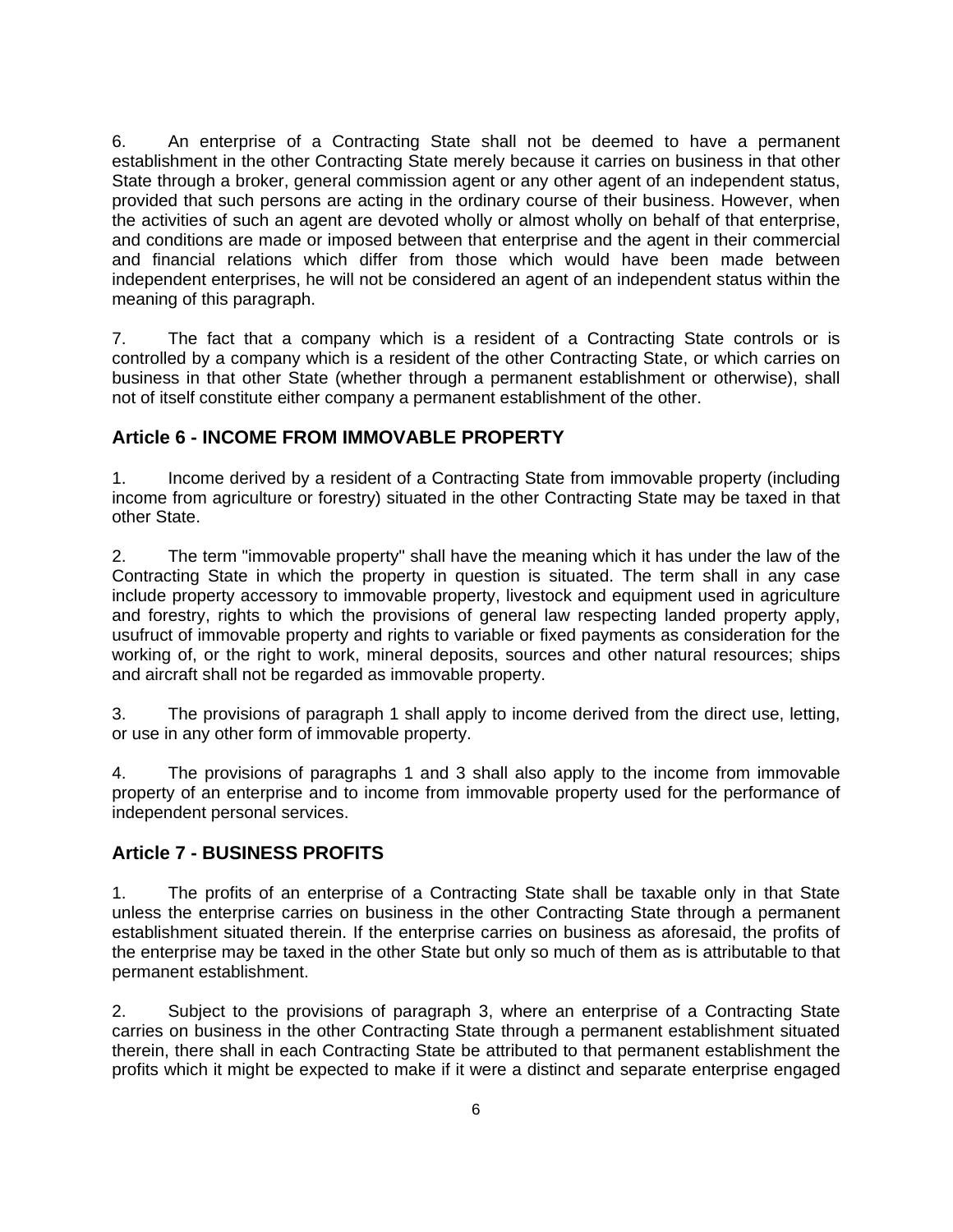6. An enterprise of a Contracting State shall not be deemed to have a permanent establishment in the other Contracting State merely because it carries on business in that other State through a broker, general commission agent or any other agent of an independent status, provided that such persons are acting in the ordinary course of their business. However, when the activities of such an agent are devoted wholly or almost wholly on behalf of that enterprise, and conditions are made or imposed between that enterprise and the agent in their commercial and financial relations which differ from those which would have been made between independent enterprises, he will not be considered an agent of an independent status within the meaning of this paragraph.

7. The fact that a company which is a resident of a Contracting State controls or is controlled by a company which is a resident of the other Contracting State, or which carries on business in that other State (whether through a permanent establishment or otherwise), shall not of itself constitute either company a permanent establishment of the other.

## Article 6 - INCOME FROM IMMOVABLE PROPERTY

1. Income derived by a resident of a Contracting State from immovable property (including income from agriculture or forestry) situated in the other Contracting State may be taxed in that other State.

2. The term "immovable property" shall have the meaning which it has under the law of the Contracting State in which the property in question is situated. The term shall in any case include property accessory to immovable property, livestock and equipment used in agriculture and forestry, rights to which the provisions of general law respecting landed property apply, usufruct of immovable property and rights to variable or fixed payments as consideration for the working of, or the right to work, mineral deposits, sources and other natural resources; ships and aircraft shall not be regarded as immovable property.

3. The provisions of paragraph 1 shall apply to income derived from the direct use, letting, or use in any other form of immovable property.

4. The provisions of paragraphs 1 and 3 shall also apply to the income from immovable property of an enterprise and to income from immovable property used for the performance of independent personal services.

## Article 7 - BUSINESS PROFITS

1. The profits of an enterprise of a Contracting State shall be taxable only in that State unless the enterprise carries on business in the other Contracting State through a permanent establishment situated therein. If the enterprise carries on business as aforesaid, the profits of the enterprise may be taxed in the other State but only so much of them as is attributable to that permanent establishment.

2. Subject to the provisions of paragraph 3, where an enterprise of a Contracting State carries on business in the other Contracting State through a permanent establishment situated therein, there shall in each Contracting State be attributed to that permanent establishment the profits which it might be expected to make if it were a distinct and separate enterprise engaged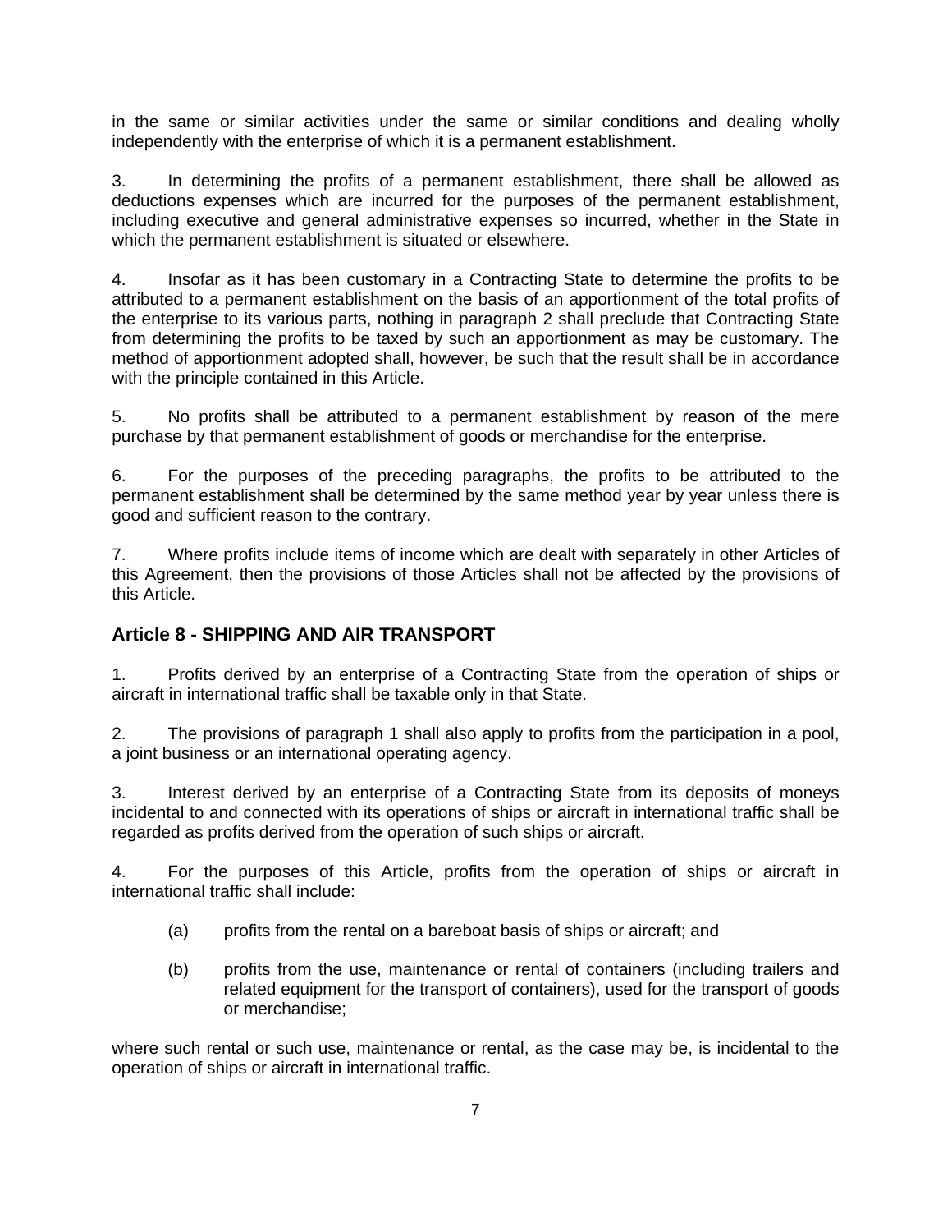in the same or similar activities under the same or similar conditions and dealing wholly independently with the enterprise of which it is a permanent establishment.

3. In determining the profits of a permanent establishment, there shall be allowed as deductions expenses which are incurred for the purposes of the permanent establishment, including executive and general administrative expenses so incurred, whether in the State in which the permanent establishment is situated or elsewhere.

4. Insofar as it has been customary in a Contracting State to determine the profits to be attributed to a permanent establishment on the basis of an apportionment of the total profits of the enterprise to its various parts, nothing in paragraph 2 shall preclude that Contracting State from determining the profits to be taxed by such an apportionment as may be customary. The method of apportionment adopted shall, however, be such that the result shall be in accordance with the principle contained in this Article.

5. No profits shall be attributed to a permanent establishment by reason of the mere purchase by that permanent establishment of goods or merchandise for the enterprise.

6. For the purposes of the preceding paragraphs, the profits to be attributed to the permanent establishment shall be determined by the same method year by year unless there is good and sufficient reason to the contrary.

7. Where profits include items of income which are dealt with separately in other Articles of this Agreement, then the provisions of those Articles shall not be affected by the provisions of this Article.

## Article 8 - SHIPPING AND AIR TRANSPORT

1. Profits derived by an enterprise of a Contracting State from the operation of ships or aircraft in international traffic shall be taxable only in that State.

2. The provisions of paragraph 1 shall also apply to profits from the participation in a pool, a joint business or an international operating agency.

3. Interest derived by an enterprise of a Contracting State from its deposits of moneys incidental to and connected with its operations of ships or aircraft in international traffic shall be regarded as profits derived from the operation of such ships or aircraft.

4. For the purposes of this Article, profits from the operation of ships or aircraft in international traffic shall include:

(a) profits from the rental on a bareboat basis of ships or aircraft; and

(b) profits from the use, maintenance or rental of containers (including trailers and related equipment for the transport of containers), used for the transport of goods or merchandise;

where such rental or such use, maintenance or rental, as the case may be, is incidental to the operation of ships or aircraft in international traffic.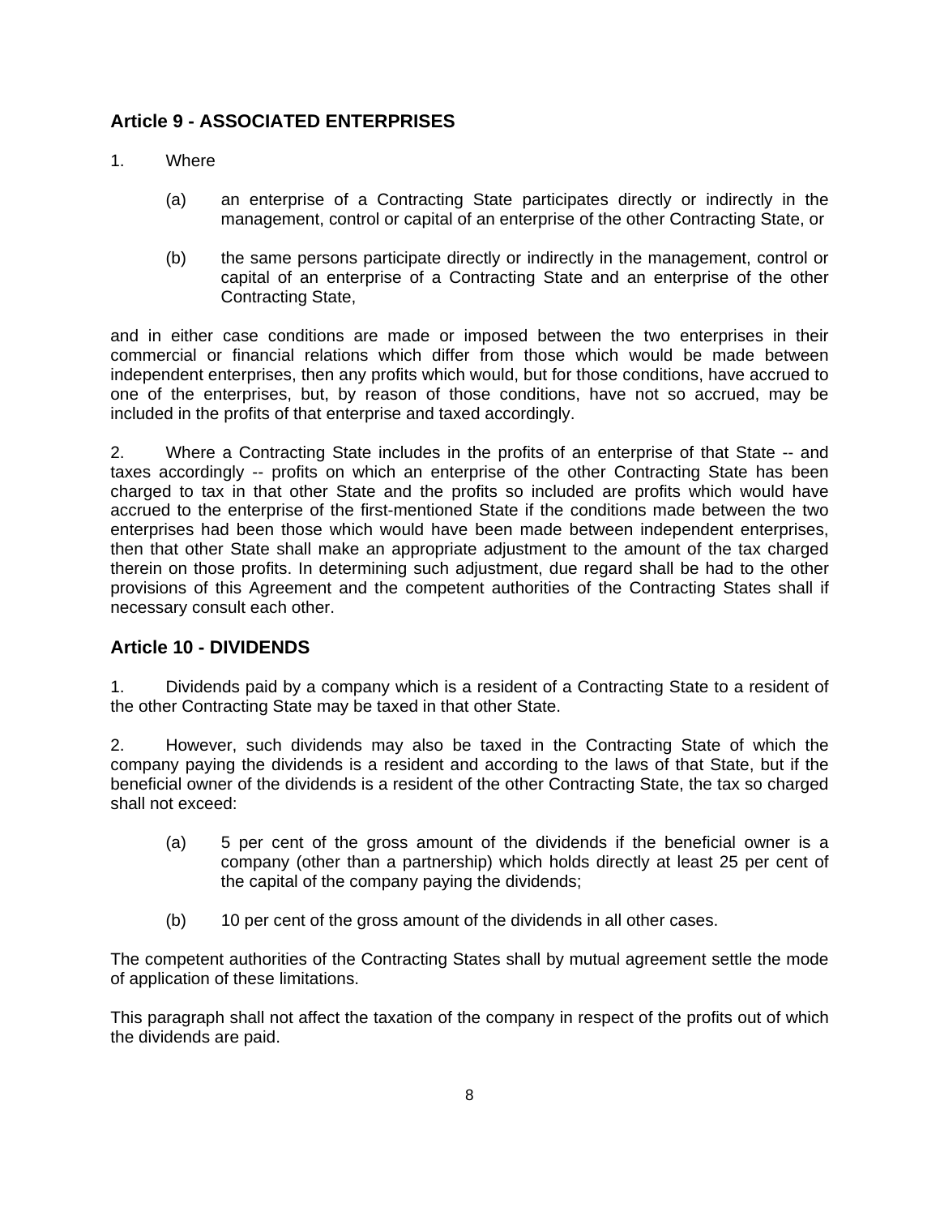## Article 9 - ASSOCIATED ENTERPRISES

1. Where

   (a) an enterprise of a Contracting State participates directly or indirectly in the management, control or capital of an enterprise of the other Contracting State, or

   (b) the same persons participate directly or indirectly in the management, control or capital of an enterprise of a Contracting State and an enterprise of the other Contracting State,

and in either case conditions are made or imposed between the two enterprises in their commercial or financial relations which differ from those which would be made between independent enterprises, then any profits which would, but for those conditions, have accrued to one of the enterprises, but, by reason of those conditions, have not so accrued, may be included in the profits of that enterprise and taxed accordingly.

2. Where a Contracting State includes in the profits of an enterprise of that State -- and taxes accordingly -- profits on which an enterprise of the other Contracting State has been charged to tax in that other State and the profits so included are profits which would have accrued to the enterprise of the first-mentioned State if the conditions made between the two enterprises had been those which would have been made between independent enterprises, then that other State shall make an appropriate adjustment to the amount of the tax charged therein on those profits. In determining such adjustment, due regard shall be had to the other provisions of this Agreement and the competent authorities of the Contracting States shall if necessary consult each other.

## Article 10 - DIVIDENDS

1. Dividends paid by a company which is a resident of a Contracting State to a resident of the other Contracting State may be taxed in that other State.

2. However, such dividends may also be taxed in the Contracting State of which the company paying the dividends is a resident and according to the laws of that State, but if the beneficial owner of the dividends is a resident of the other Contracting State, the tax so charged shall not exceed:

   (a) 5 per cent of the gross amount of the dividends if the beneficial owner is a company (other than a partnership) which holds directly at least 25 per cent of the capital of the company paying the dividends;

   (b) 10 per cent of the gross amount of the dividends in all other cases.

The competent authorities of the Contracting States shall by mutual agreement settle the mode of application of these limitations.

This paragraph shall not affect the taxation of the company in respect of the profits out of which the dividends are paid.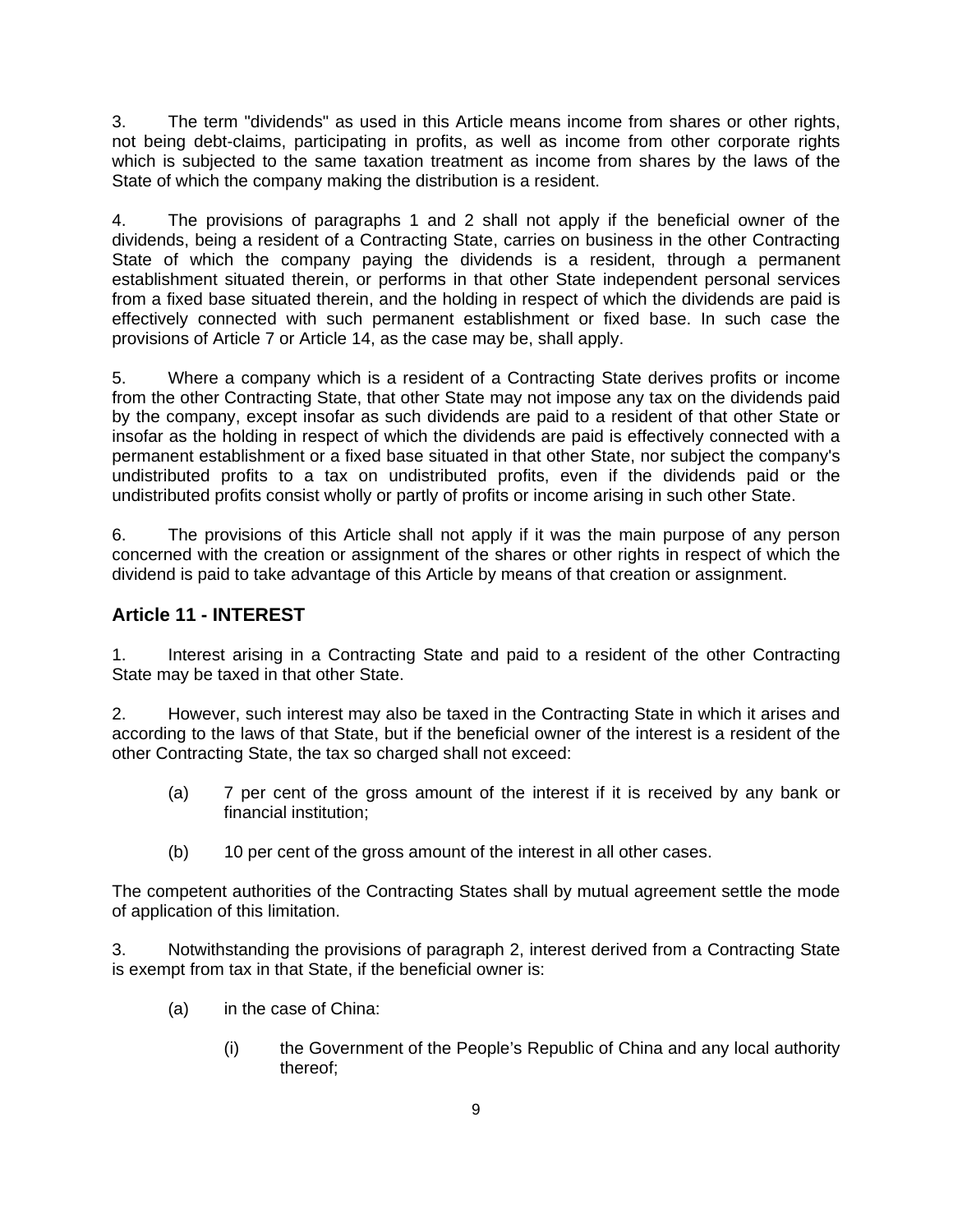3. The term "dividends" as used in this Article means income from shares or other rights, not being debt-claims, participating in profits, as well as income from other corporate rights which is subjected to the same taxation treatment as income from shares by the laws of the State of which the company making the distribution is a resident.

4. The provisions of paragraphs 1 and 2 shall not apply if the beneficial owner of the dividends, being a resident of a Contracting State, carries on business in the other Contracting State of which the company paying the dividends is a resident, through a permanent establishment situated therein, or performs in that other State independent personal services from a fixed base situated therein, and the holding in respect of which the dividends are paid is effectively connected with such permanent establishment or fixed base. In such case the provisions of Article 7 or Article 14, as the case may be, shall apply.

5. Where a company which is a resident of a Contracting State derives profits or income from the other Contracting State, that other State may not impose any tax on the dividends paid by the company, except insofar as such dividends are paid to a resident of that other State or insofar as the holding in respect of which the dividends are paid is effectively connected with a permanent establishment or a fixed base situated in that other State, nor subject the company's undistributed profits to a tax on undistributed profits, even if the dividends paid or the undistributed profits consist wholly or partly of profits or income arising in such other State.

6. The provisions of this Article shall not apply if it was the main purpose of any person concerned with the creation or assignment of the shares or other rights in respect of which the dividend is paid to take advantage of this Article by means of that creation or assignment.

### Article 11 - INTEREST

1. Interest arising in a Contracting State and paid to a resident of the other Contracting State may be taxed in that other State.

2. However, such interest may also be taxed in the Contracting State in which it arises and according to the laws of that State, but if the beneficial owner of the interest is a resident of the other Contracting State, the tax so charged shall not exceed:

   (a) 7 per cent of the gross amount of the interest if it is received by any bank or financial institution;

   (b) 10 per cent of the gross amount of the interest in all other cases.

The competent authorities of the Contracting States shall by mutual agreement settle the mode of application of this limitation.

3. Notwithstanding the provisions of paragraph 2, interest derived from a Contracting State is exempt from tax in that State, if the beneficial owner is:

   (a) in the case of China:

      (i) the Government of the People's Republic of China and any local authority thereof;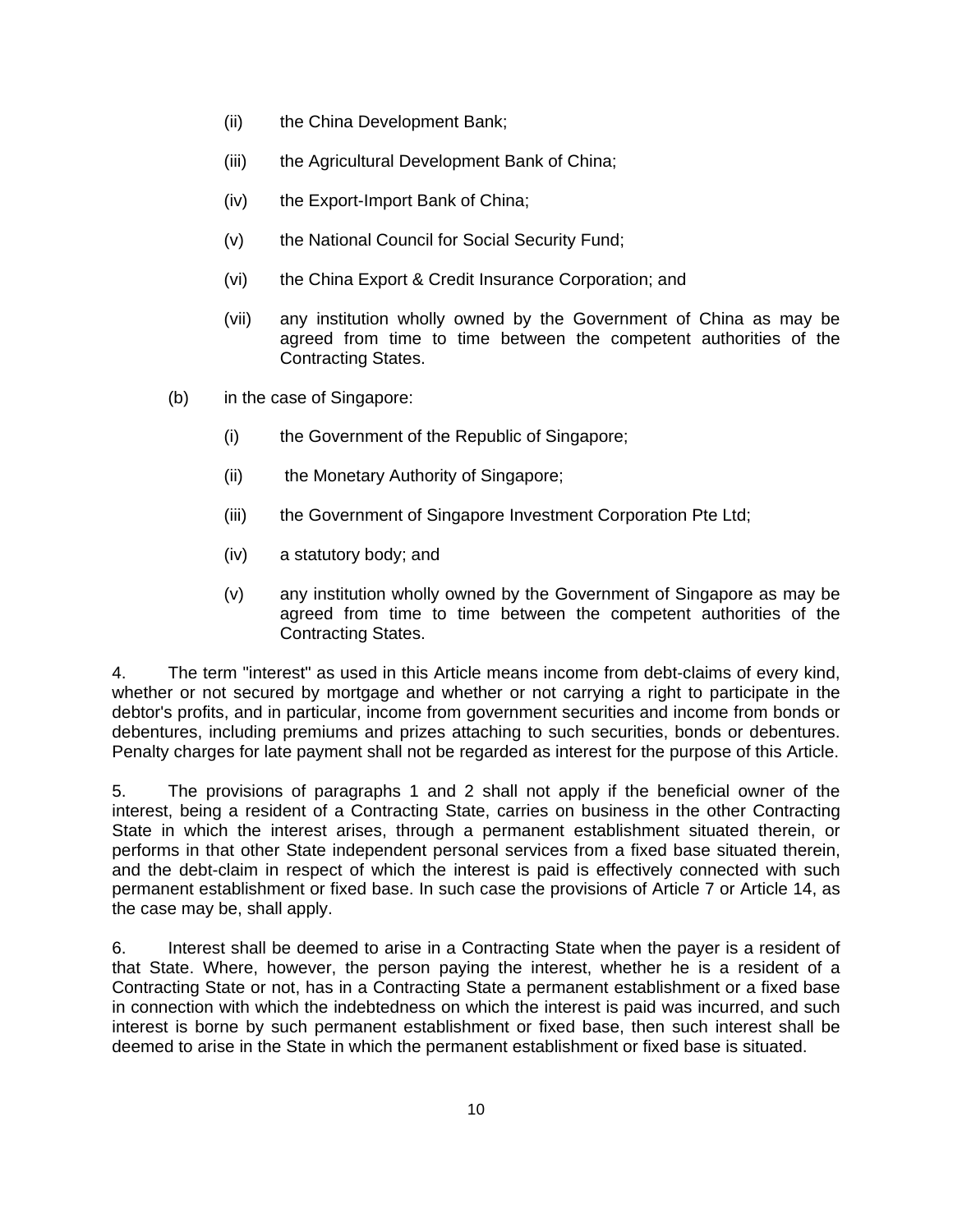(ii) the China Development Bank;

(iii) the Agricultural Development Bank of China;

(iv) the Export-Import Bank of China;

(v) the National Council for Social Security Fund;

(vi) the China Export & Credit Insurance Corporation; and

(vii) any institution wholly owned by the Government of China as may be agreed from time to time between the competent authorities of the Contracting States.

(b) in the case of Singapore:

(i) the Government of the Republic of Singapore;

(ii) the Monetary Authority of Singapore;

(iii) the Government of Singapore Investment Corporation Pte Ltd;

(iv) a statutory body; and

(v) any institution wholly owned by the Government of Singapore as may be agreed from time to time between the competent authorities of the Contracting States.

4. The term "interest" as used in this Article means income from debt-claims of every kind, whether or not secured by mortgage and whether or not carrying a right to participate in the debtor's profits, and in particular, income from government securities and income from bonds or debentures, including premiums and prizes attaching to such securities, bonds or debentures. Penalty charges for late payment shall not be regarded as interest for the purpose of this Article.

5. The provisions of paragraphs 1 and 2 shall not apply if the beneficial owner of the interest, being a resident of a Contracting State, carries on business in the other Contracting State in which the interest arises, through a permanent establishment situated therein, or performs in that other State independent personal services from a fixed base situated therein, and the debt-claim in respect of which the interest is paid is effectively connected with such permanent establishment or fixed base. In such case the provisions of Article 7 or Article 14, as the case may be, shall apply.

6. Interest shall be deemed to arise in a Contracting State when the payer is a resident of that State. Where, however, the person paying the interest, whether he is a resident of a Contracting State or not, has in a Contracting State a permanent establishment or a fixed base in connection with which the indebtedness on which the interest is paid was incurred, and such interest is borne by such permanent establishment or fixed base, then such interest shall be deemed to arise in the State in which the permanent establishment or fixed base is situated.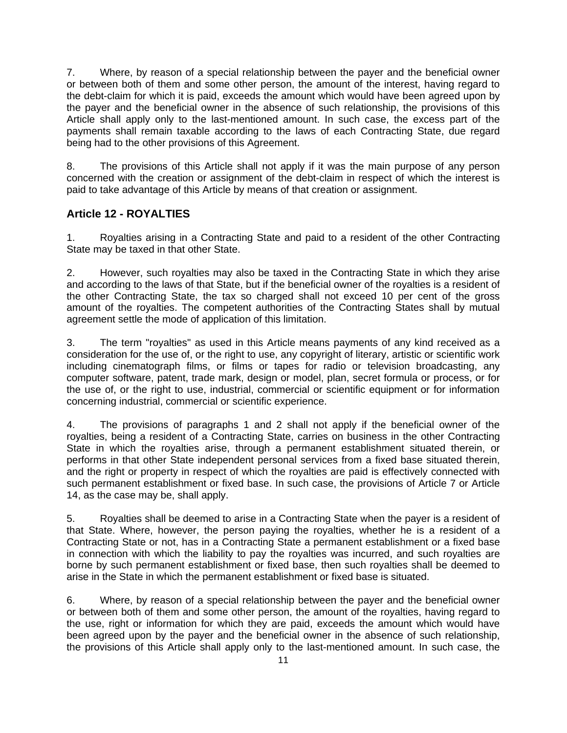7. Where, by reason of a special relationship between the payer and the beneficial owner or between both of them and some other person, the amount of the interest, having regard to the debt-claim for which it is paid, exceeds the amount which would have been agreed upon by the payer and the beneficial owner in the absence of such relationship, the provisions of this Article shall apply only to the last-mentioned amount. In such case, the excess part of the payments shall remain taxable according to the laws of each Contracting State, due regard being had to the other provisions of this Agreement.

8. The provisions of this Article shall not apply if it was the main purpose of any person concerned with the creation or assignment of the debt-claim in respect of which the interest is paid to take advantage of this Article by means of that creation or assignment.

## Article 12 - ROYALTIES

1. Royalties arising in a Contracting State and paid to a resident of the other Contracting State may be taxed in that other State.

2. However, such royalties may also be taxed in the Contracting State in which they arise and according to the laws of that State, but if the beneficial owner of the royalties is a resident of the other Contracting State, the tax so charged shall not exceed 10 per cent of the gross amount of the royalties. The competent authorities of the Contracting States shall by mutual agreement settle the mode of application of this limitation.

3. The term "royalties" as used in this Article means payments of any kind received as a consideration for the use of, or the right to use, any copyright of literary, artistic or scientific work including cinematograph films, or films or tapes for radio or television broadcasting, any computer software, patent, trade mark, design or model, plan, secret formula or process, or for the use of, or the right to use, industrial, commercial or scientific equipment or for information concerning industrial, commercial or scientific experience.

4. The provisions of paragraphs 1 and 2 shall not apply if the beneficial owner of the royalties, being a resident of a Contracting State, carries on business in the other Contracting State in which the royalties arise, through a permanent establishment situated therein, or performs in that other State independent personal services from a fixed base situated therein, and the right or property in respect of which the royalties are paid is effectively connected with such permanent establishment or fixed base. In such case, the provisions of Article 7 or Article 14, as the case may be, shall apply.

5. Royalties shall be deemed to arise in a Contracting State when the payer is a resident of that State. Where, however, the person paying the royalties, whether he is a resident of a Contracting State or not, has in a Contracting State a permanent establishment or a fixed base in connection with which the liability to pay the royalties was incurred, and such royalties are borne by such permanent establishment or fixed base, then such royalties shall be deemed to arise in the State in which the permanent establishment or fixed base is situated.

6. Where, by reason of a special relationship between the payer and the beneficial owner or between both of them and some other person, the amount of the royalties, having regard to the use, right or information for which they are paid, exceeds the amount which would have been agreed upon by the payer and the beneficial owner in the absence of such relationship, the provisions of this Article shall apply only to the last-mentioned amount. In such case, the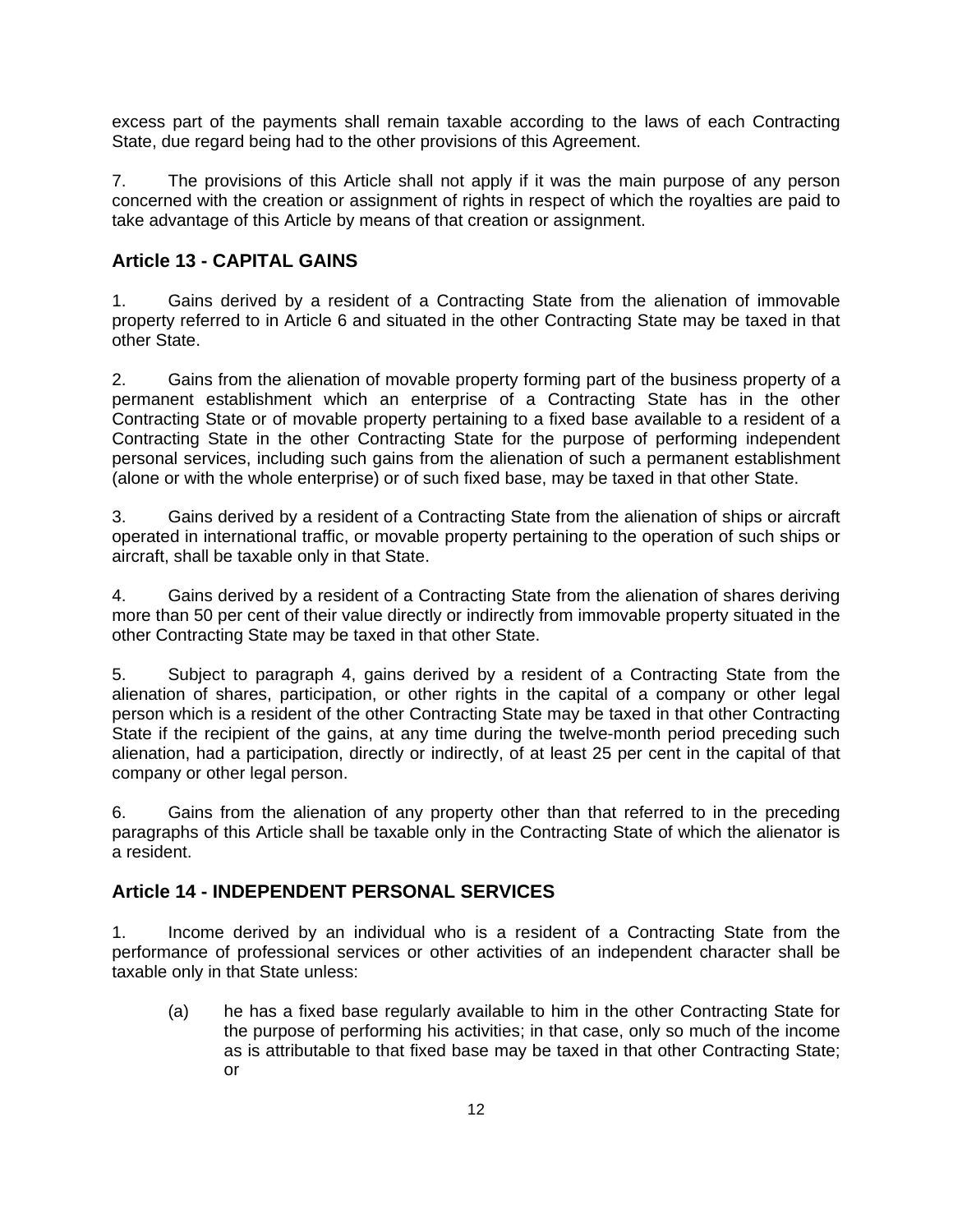excess part of the payments shall remain taxable according to the laws of each Contracting State, due regard being had to the other provisions of this Agreement.

7. The provisions of this Article shall not apply if it was the main purpose of any person concerned with the creation or assignment of rights in respect of which the royalties are paid to take advantage of this Article by means of that creation or assignment.

## Article 13 - CAPITAL GAINS

1. Gains derived by a resident of a Contracting State from the alienation of immovable property referred to in Article 6 and situated in the other Contracting State may be taxed in that other State.

2. Gains from the alienation of movable property forming part of the business property of a permanent establishment which an enterprise of a Contracting State has in the other Contracting State or of movable property pertaining to a fixed base available to a resident of a Contracting State in the other Contracting State for the purpose of performing independent personal services, including such gains from the alienation of such a permanent establishment (alone or with the whole enterprise) or of such fixed base, may be taxed in that other State.

3. Gains derived by a resident of a Contracting State from the alienation of ships or aircraft operated in international traffic, or movable property pertaining to the operation of such ships or aircraft, shall be taxable only in that State.

4. Gains derived by a resident of a Contracting State from the alienation of shares deriving more than 50 per cent of their value directly or indirectly from immovable property situated in the other Contracting State may be taxed in that other State.

5. Subject to paragraph 4, gains derived by a resident of a Contracting State from the alienation of shares, participation, or other rights in the capital of a company or other legal person which is a resident of the other Contracting State may be taxed in that other Contracting State if the recipient of the gains, at any time during the twelve-month period preceding such alienation, had a participation, directly or indirectly, of at least 25 per cent in the capital of that company or other legal person.

6. Gains from the alienation of any property other than that referred to in the preceding paragraphs of this Article shall be taxable only in the Contracting State of which the alienator is a resident.

## Article 14 - INDEPENDENT PERSONAL SERVICES

1. Income derived by an individual who is a resident of a Contracting State from the performance of professional services or other activities of an independent character shall be taxable only in that State unless:

   (a) he has a fixed base regularly available to him in the other Contracting State for the purpose of performing his activities; in that case, only so much of the income as is attributable to that fixed base may be taxed in that other Contracting State; or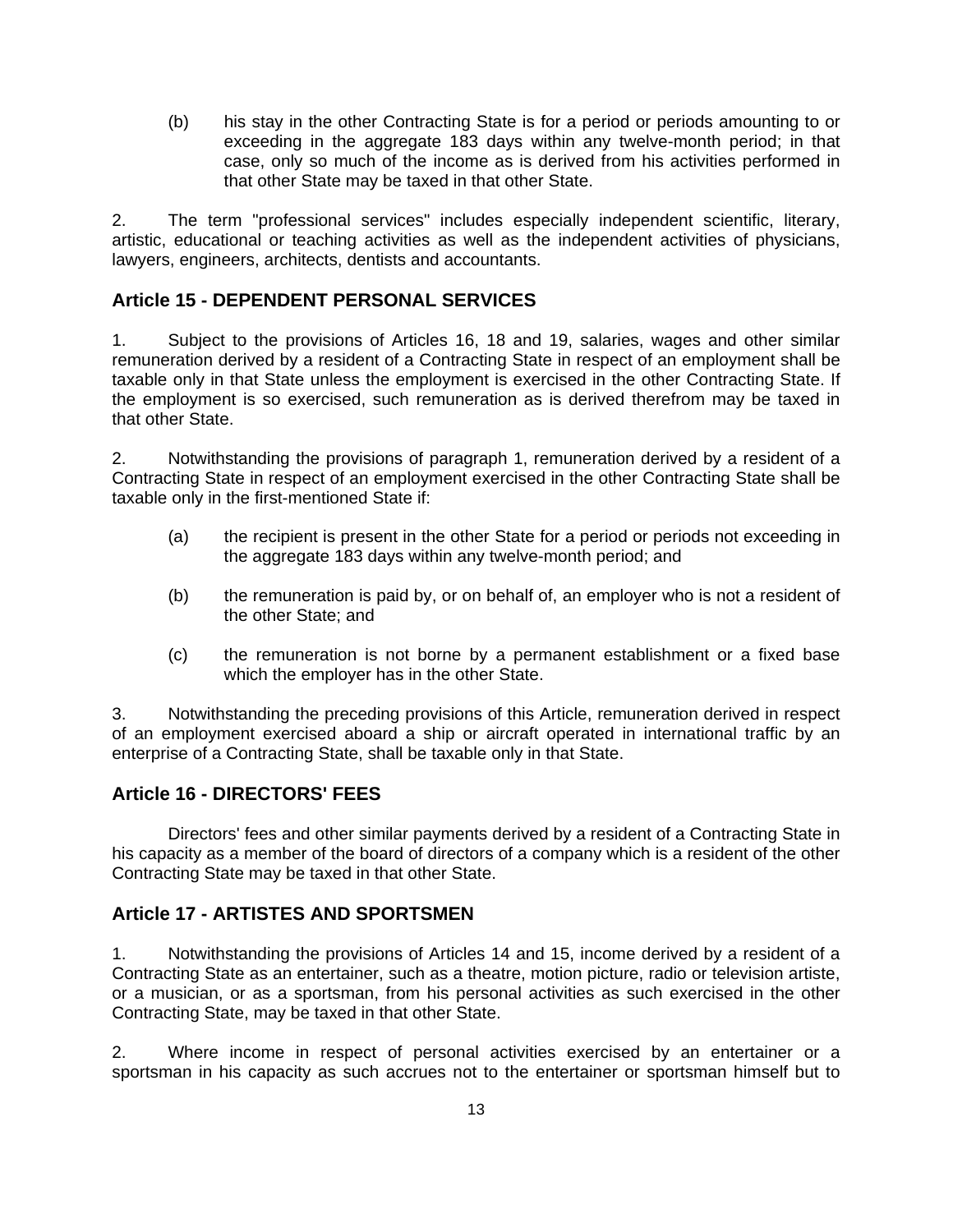(b) his stay in the other Contracting State is for a period or periods amounting to or exceeding in the aggregate 183 days within any twelve-month period; in that case, only so much of the income as is derived from his activities performed in that other State may be taxed in that other State.

2. The term "professional services" includes especially independent scientific, literary, artistic, educational or teaching activities as well as the independent activities of physicians, lawyers, engineers, architects, dentists and accountants.

## Article 15 - DEPENDENT PERSONAL SERVICES

1. Subject to the provisions of Articles 16, 18 and 19, salaries, wages and other similar remuneration derived by a resident of a Contracting State in respect of an employment shall be taxable only in that State unless the employment is exercised in the other Contracting State. If the employment is so exercised, such remuneration as is derived therefrom may be taxed in that other State.

2. Notwithstanding the provisions of paragraph 1, remuneration derived by a resident of a Contracting State in respect of an employment exercised in the other Contracting State shall be taxable only in the first-mentioned State if:

(a) the recipient is present in the other State for a period or periods not exceeding in the aggregate 183 days within any twelve-month period; and

(b) the remuneration is paid by, or on behalf of, an employer who is not a resident of the other State; and

(c) the remuneration is not borne by a permanent establishment or a fixed base which the employer has in the other State.

3. Notwithstanding the preceding provisions of this Article, remuneration derived in respect of an employment exercised aboard a ship or aircraft operated in international traffic by an enterprise of a Contracting State, shall be taxable only in that State.

## Article 16 - DIRECTORS' FEES

Directors' fees and other similar payments derived by a resident of a Contracting State in his capacity as a member of the board of directors of a company which is a resident of the other Contracting State may be taxed in that other State.

## Article 17 - ARTISTES AND SPORTSMEN

1. Notwithstanding the provisions of Articles 14 and 15, income derived by a resident of a Contracting State as an entertainer, such as a theatre, motion picture, radio or television artiste, or a musician, or as a sportsman, from his personal activities as such exercised in the other Contracting State, may be taxed in that other State.

2. Where income in respect of personal activities exercised by an entertainer or a sportsman in his capacity as such accrues not to the entertainer or sportsman himself but to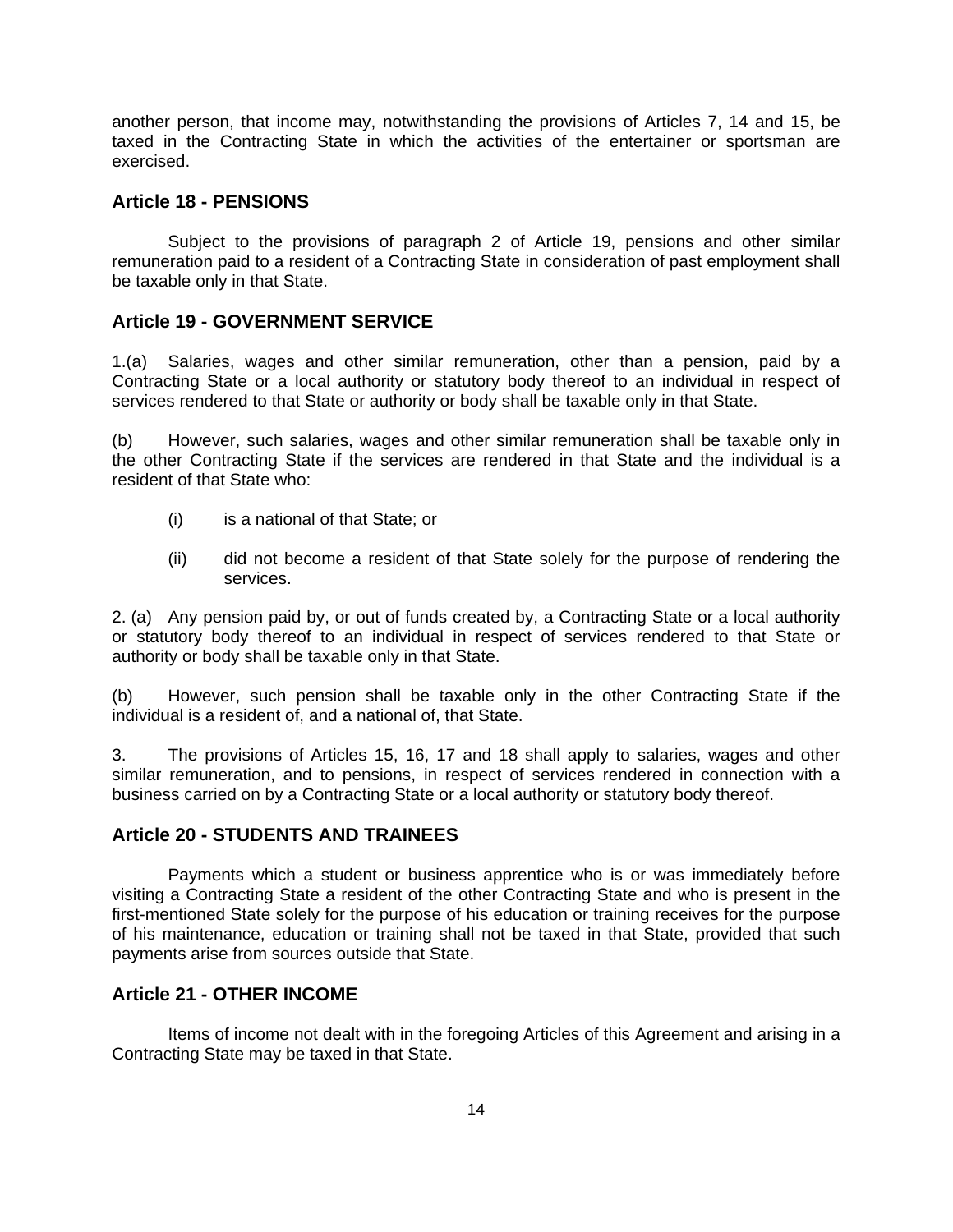another person, that income may, notwithstanding the provisions of Articles 7, 14 and 15, be taxed in the Contracting State in which the activities of the entertainer or sportsman are exercised.

## Article 18 - PENSIONS

Subject to the provisions of paragraph 2 of Article 19, pensions and other similar remuneration paid to a resident of a Contracting State in consideration of past employment shall be taxable only in that State.

## Article 19 - GOVERNMENT SERVICE

1.(a) Salaries, wages and other similar remuneration, other than a pension, paid by a Contracting State or a local authority or statutory body thereof to an individual in respect of services rendered to that State or authority or body shall be taxable only in that State.

(b) However, such salaries, wages and other similar remuneration shall be taxable only in the other Contracting State if the services are rendered in that State and the individual is a resident of that State who:

(i) is a national of that State; or

(ii) did not become a resident of that State solely for the purpose of rendering the services.

2. (a) Any pension paid by, or out of funds created by, a Contracting State or a local authority or statutory body thereof to an individual in respect of services rendered to that State or authority or body shall be taxable only in that State.

(b) However, such pension shall be taxable only in the other Contracting State if the individual is a resident of, and a national of, that State.

3. The provisions of Articles 15, 16, 17 and 18 shall apply to salaries, wages and other similar remuneration, and to pensions, in respect of services rendered in connection with a business carried on by a Contracting State or a local authority or statutory body thereof.

## Article 20 - STUDENTS AND TRAINEES

Payments which a student or business apprentice who is or was immediately before visiting a Contracting State a resident of the other Contracting State and who is present in the first-mentioned State solely for the purpose of his education or training receives for the purpose of his maintenance, education or training shall not be taxed in that State, provided that such payments arise from sources outside that State.

## Article 21 - OTHER INCOME

Items of income not dealt with in the foregoing Articles of this Agreement and arising in a Contracting State may be taxed in that State.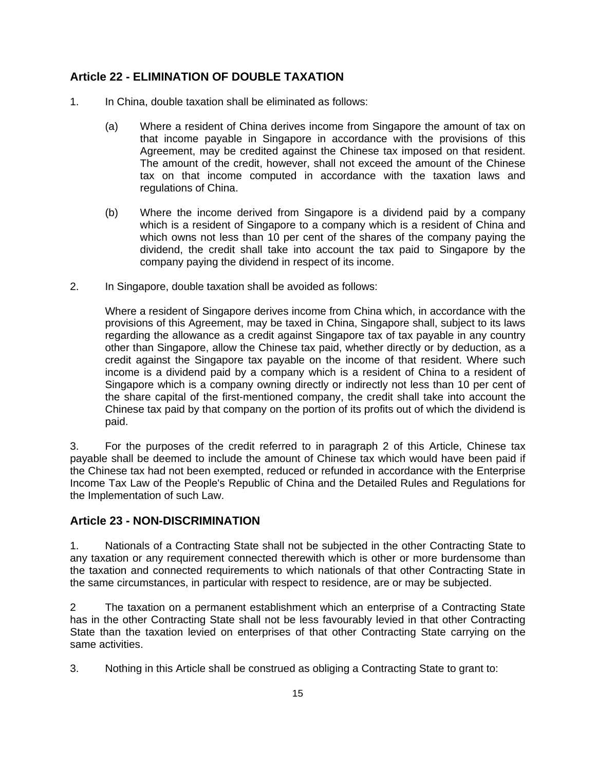## Article 22 - ELIMINATION OF DOUBLE TAXATION

1. In China, double taxation shall be eliminated as follows:

   (a) Where a resident of China derives income from Singapore the amount of tax on that income payable in Singapore in accordance with the provisions of this Agreement, may be credited against the Chinese tax imposed on that resident. The amount of the credit, however, shall not exceed the amount of the Chinese tax on that income computed in accordance with the taxation laws and regulations of China.

   (b) Where the income derived from Singapore is a dividend paid by a company which is a resident of Singapore to a company which is a resident of China and which owns not less than 10 per cent of the shares of the company paying the dividend, the credit shall take into account the tax paid to Singapore by the company paying the dividend in respect of its income.

2. In Singapore, double taxation shall be avoided as follows:

   Where a resident of Singapore derives income from China which, in accordance with the provisions of this Agreement, may be taxed in China, Singapore shall, subject to its laws regarding the allowance as a credit against Singapore tax of tax payable in any country other than Singapore, allow the Chinese tax paid, whether directly or by deduction, as a credit against the Singapore tax payable on the income of that resident. Where such income is a dividend paid by a company which is a resident of China to a resident of Singapore which is a company owning directly or indirectly not less than 10 per cent of the share capital of the first-mentioned company, the credit shall take into account the Chinese tax paid by that company on the portion of its profits out of which the dividend is paid.

3. For the purposes of the credit referred to in paragraph 2 of this Article, Chinese tax payable shall be deemed to include the amount of Chinese tax which would have been paid if the Chinese tax had not been exempted, reduced or refunded in accordance with the Enterprise Income Tax Law of the People's Republic of China and the Detailed Rules and Regulations for the Implementation of such Law.

## Article 23 - NON-DISCRIMINATION

1. Nationals of a Contracting State shall not be subjected in the other Contracting State to any taxation or any requirement connected therewith which is other or more burdensome than the taxation and connected requirements to which nationals of that other Contracting State in the same circumstances, in particular with respect to residence, are or may be subjected.

2 The taxation on a permanent establishment which an enterprise of a Contracting State has in the other Contracting State shall not be less favourably levied in that other Contracting State than the taxation levied on enterprises of that other Contracting State carrying on the same activities.

3. Nothing in this Article shall be construed as obliging a Contracting State to grant to: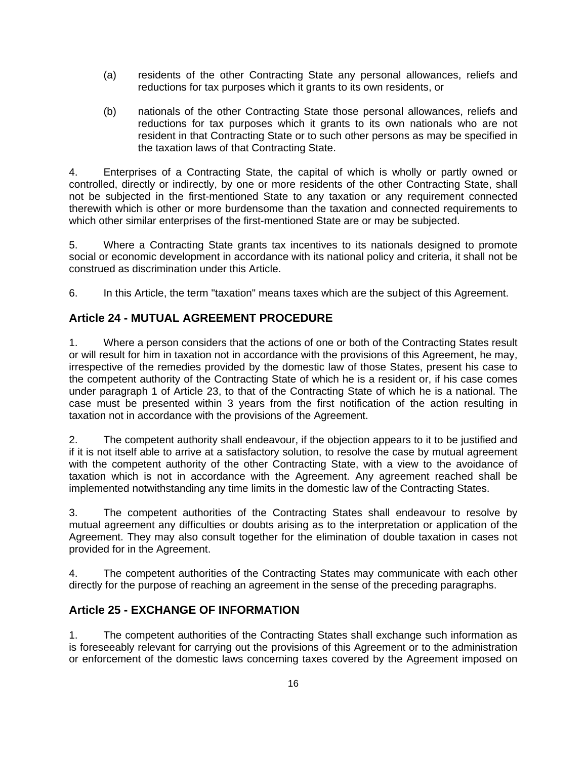(a) residents of the other Contracting State any personal allowances, reliefs and reductions for tax purposes which it grants to its own residents, or

(b) nationals of the other Contracting State those personal allowances, reliefs and reductions for tax purposes which it grants to its own nationals who are not resident in that Contracting State or to such other persons as may be specified in the taxation laws of that Contracting State.

4. Enterprises of a Contracting State, the capital of which is wholly or partly owned or controlled, directly or indirectly, by one or more residents of the other Contracting State, shall not be subjected in the first-mentioned State to any taxation or any requirement connected therewith which is other or more burdensome than the taxation and connected requirements to which other similar enterprises of the first-mentioned State are or may be subjected.

5. Where a Contracting State grants tax incentives to its nationals designed to promote social or economic development in accordance with its national policy and criteria, it shall not be construed as discrimination under this Article.

6. In this Article, the term "taxation" means taxes which are the subject of this Agreement.

## Article 24 - MUTUAL AGREEMENT PROCEDURE

1. Where a person considers that the actions of one or both of the Contracting States result or will result for him in taxation not in accordance with the provisions of this Agreement, he may, irrespective of the remedies provided by the domestic law of those States, present his case to the competent authority of the Contracting State of which he is a resident or, if his case comes under paragraph 1 of Article 23, to that of the Contracting State of which he is a national. The case must be presented within 3 years from the first notification of the action resulting in taxation not in accordance with the provisions of the Agreement.

2. The competent authority shall endeavour, if the objection appears to it to be justified and if it is not itself able to arrive at a satisfactory solution, to resolve the case by mutual agreement with the competent authority of the other Contracting State, with a view to the avoidance of taxation which is not in accordance with the Agreement. Any agreement reached shall be implemented notwithstanding any time limits in the domestic law of the Contracting States.

3. The competent authorities of the Contracting States shall endeavour to resolve by mutual agreement any difficulties or doubts arising as to the interpretation or application of the Agreement. They may also consult together for the elimination of double taxation in cases not provided for in the Agreement.

4. The competent authorities of the Contracting States may communicate with each other directly for the purpose of reaching an agreement in the sense of the preceding paragraphs.

## Article 25 - EXCHANGE OF INFORMATION

1. The competent authorities of the Contracting States shall exchange such information as is foreseeably relevant for carrying out the provisions of this Agreement or to the administration or enforcement of the domestic laws concerning taxes covered by the Agreement imposed on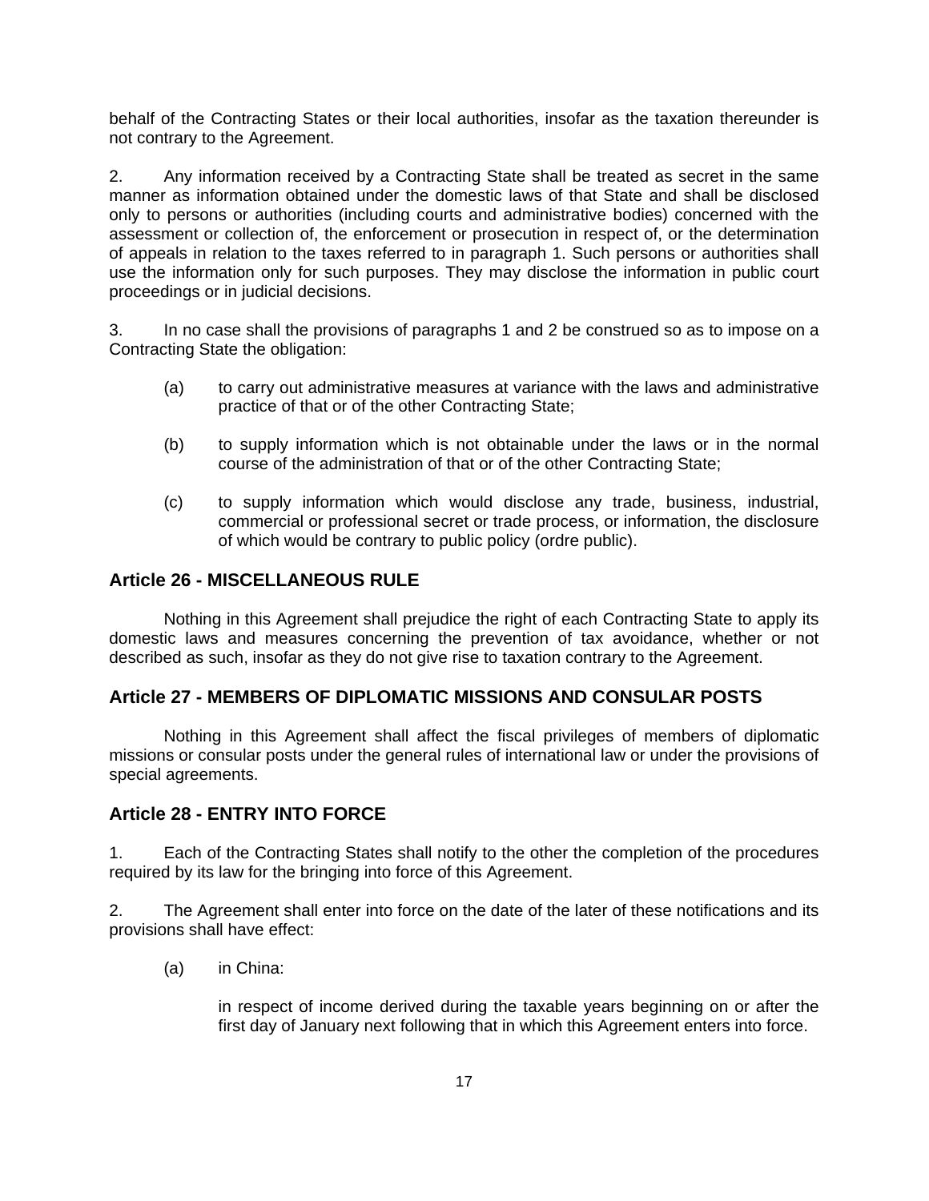behalf of the Contracting States or their local authorities, insofar as the taxation thereunder is not contrary to the Agreement.

2. Any information received by a Contracting State shall be treated as secret in the same manner as information obtained under the domestic laws of that State and shall be disclosed only to persons or authorities (including courts and administrative bodies) concerned with the assessment or collection of, the enforcement or prosecution in respect of, or the determination of appeals in relation to the taxes referred to in paragraph 1. Such persons or authorities shall use the information only for such purposes. They may disclose the information in public court proceedings or in judicial decisions.

3. In no case shall the provisions of paragraphs 1 and 2 be construed so as to impose on a Contracting State the obligation:

(a) to carry out administrative measures at variance with the laws and administrative practice of that or of the other Contracting State;

(b) to supply information which is not obtainable under the laws or in the normal course of the administration of that or of the other Contracting State;

(c) to supply information which would disclose any trade, business, industrial, commercial or professional secret or trade process, or information, the disclosure of which would be contrary to public policy (ordre public).

## Article 26 - MISCELLANEOUS RULE

Nothing in this Agreement shall prejudice the right of each Contracting State to apply its domestic laws and measures concerning the prevention of tax avoidance, whether or not described as such, insofar as they do not give rise to taxation contrary to the Agreement.

## Article 27 - MEMBERS OF DIPLOMATIC MISSIONS AND CONSULAR POSTS

Nothing in this Agreement shall affect the fiscal privileges of members of diplomatic missions or consular posts under the general rules of international law or under the provisions of special agreements.

## Article 28 - ENTRY INTO FORCE

1. Each of the Contracting States shall notify to the other the completion of the procedures required by its law for the bringing into force of this Agreement.

2. The Agreement shall enter into force on the date of the later of these notifications and its provisions shall have effect:

(a) in China:

in respect of income derived during the taxable years beginning on or after the first day of January next following that in which this Agreement enters into force.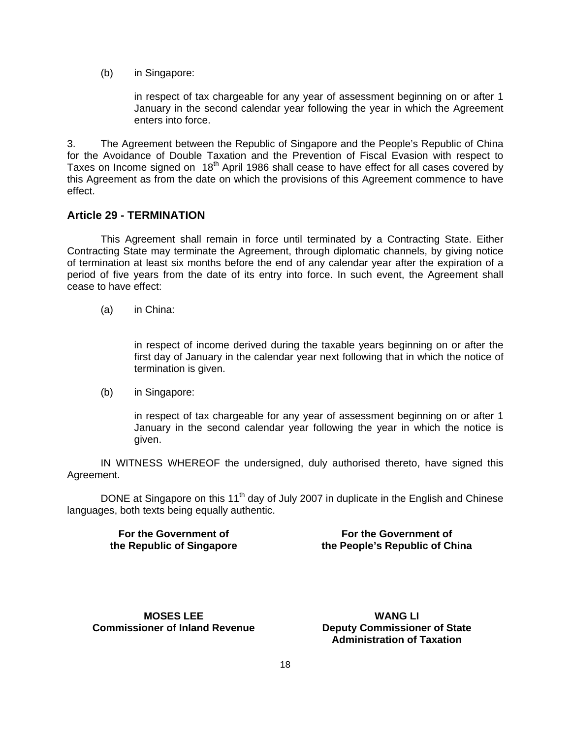(b) in Singapore:

in respect of tax chargeable for any year of assessment beginning on or after 1 January in the second calendar year following the year in which the Agreement enters into force.

3. The Agreement between the Republic of Singapore and the People's Republic of China for the Avoidance of Double Taxation and the Prevention of Fiscal Evasion with respect to Taxes on Income signed on 18th April 1986 shall cease to have effect for all cases covered by this Agreement as from the date on which the provisions of this Agreement commence to have effect.

## Article 29 - TERMINATION

This Agreement shall remain in force until terminated by a Contracting State. Either Contracting State may terminate the Agreement, through diplomatic channels, by giving notice of termination at least six months before the end of any calendar year after the expiration of a period of five years from the date of its entry into force. In such event, the Agreement shall cease to have effect:

(a) in China:

in respect of income derived during the taxable years beginning on or after the first day of January in the calendar year next following that in which the notice of termination is given.

(b) in Singapore:

in respect of tax chargeable for any year of assessment beginning on or after 1 January in the second calendar year following the year in which the notice is given.

IN WITNESS WHEREOF the undersigned, duly authorised thereto, have signed this Agreement.

DONE at Singapore on this 11th day of July 2007 in duplicate in the English and Chinese languages, both texts being equally authentic.

| For the Government of the Republic of Singapore | For the Government of the People's Republic of China |
| --- | --- |
| **MOSES LEE** Commissioner of Inland Revenue | **WANG LI** Deputy Commissioner of State Administration of Taxation |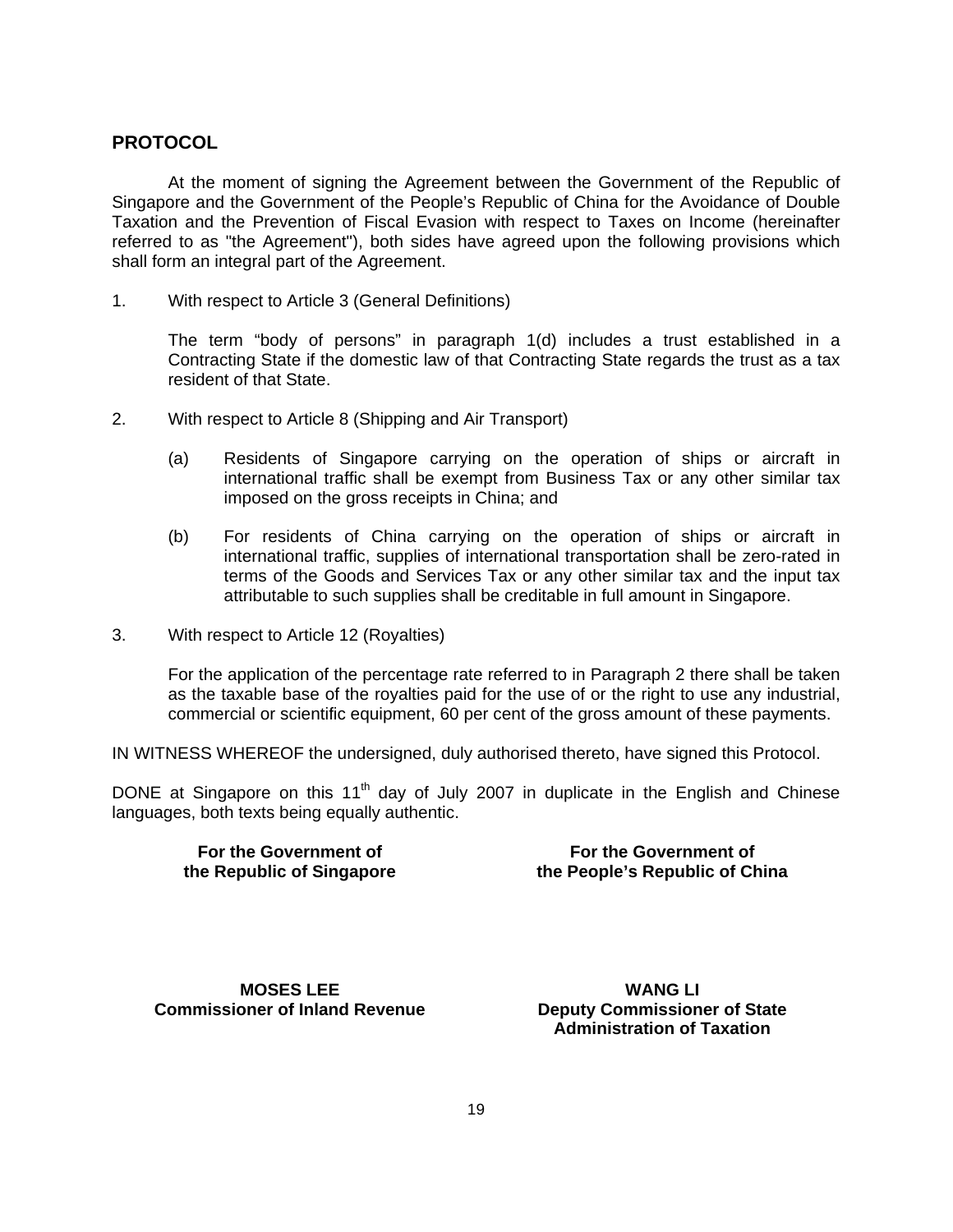## PROTOCOL

At the moment of signing the Agreement between the Government of the Republic of Singapore and the Government of the People's Republic of China for the Avoidance of Double Taxation and the Prevention of Fiscal Evasion with respect to Taxes on Income (hereinafter referred to as "the Agreement"), both sides have agreed upon the following provisions which shall form an integral part of the Agreement.

1. With respect to Article 3 (General Definitions)

   The term "body of persons" in paragraph 1(d) includes a trust established in a Contracting State if the domestic law of that Contracting State regards the trust as a tax resident of that State.

2. With respect to Article 8 (Shipping and Air Transport)

   (a) Residents of Singapore carrying on the operation of ships or aircraft in international traffic shall be exempt from Business Tax or any other similar tax imposed on the gross receipts in China; and

   (b) For residents of China carrying on the operation of ships or aircraft in international traffic, supplies of international transportation shall be zero-rated in terms of the Goods and Services Tax or any other similar tax and the input tax attributable to such supplies shall be creditable in full amount in Singapore.

3. With respect to Article 12 (Royalties)

   For the application of the percentage rate referred to in Paragraph 2 there shall be taken as the taxable base of the royalties paid for the use of or the right to use any industrial, commercial or scientific equipment, 60 per cent of the gross amount of these payments.

IN WITNESS WHEREOF the undersigned, duly authorised thereto, have signed this Protocol.

DONE at Singapore on this 11th day of July 2007 in duplicate in the English and Chinese languages, both texts being equally authentic.

| **For the Government of the Republic of Singapore** | **For the Government of the People's Republic of China** |
| --- | --- |
| **MOSES LEE** | **WANG LI** |
| **Commissioner of Inland Revenue** | **Deputy Commissioner of State Administration of Taxation** |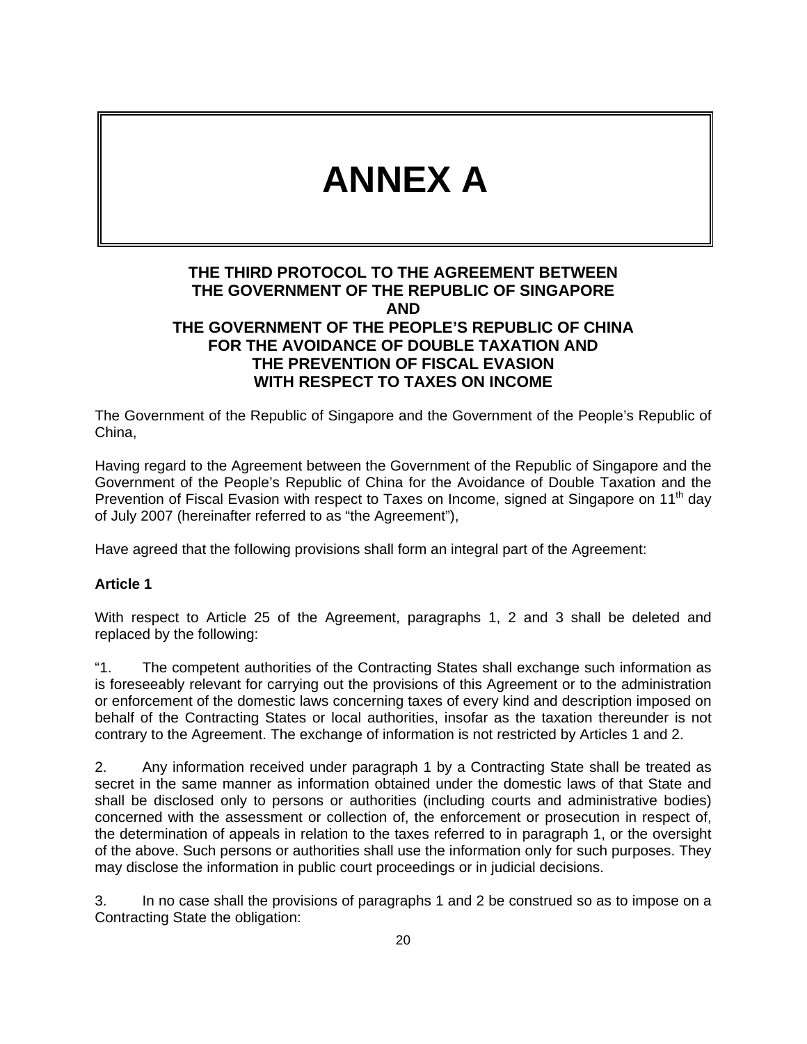# ANNEX A

**THE THIRD PROTOCOL TO THE AGREEMENT BETWEEN THE GOVERNMENT OF THE REPUBLIC OF SINGAPORE AND THE GOVERNMENT OF THE PEOPLE'S REPUBLIC OF CHINA FOR THE AVOIDANCE OF DOUBLE TAXATION AND THE PREVENTION OF FISCAL EVASION WITH RESPECT TO TAXES ON INCOME**

The Government of the Republic of Singapore and the Government of the People's Republic of China,

Having regard to the Agreement between the Government of the Republic of Singapore and the Government of the People's Republic of China for the Avoidance of Double Taxation and the Prevention of Fiscal Evasion with respect to Taxes on Income, signed at Singapore on 11th day of July 2007 (hereinafter referred to as "the Agreement"),

Have agreed that the following provisions shall form an integral part of the Agreement:

**Article 1**

With respect to Article 25 of the Agreement, paragraphs 1, 2 and 3 shall be deleted and replaced by the following:

"1. The competent authorities of the Contracting States shall exchange such information as is foreseeably relevant for carrying out the provisions of this Agreement or to the administration or enforcement of the domestic laws concerning taxes of every kind and description imposed on behalf of the Contracting States or local authorities, insofar as the taxation thereunder is not contrary to the Agreement. The exchange of information is not restricted by Articles 1 and 2.

2. Any information received under paragraph 1 by a Contracting State shall be treated as secret in the same manner as information obtained under the domestic laws of that State and shall be disclosed only to persons or authorities (including courts and administrative bodies) concerned with the assessment or collection of, the enforcement or prosecution in respect of, the determination of appeals in relation to the taxes referred to in paragraph 1, or the oversight of the above. Such persons or authorities shall use the information only for such purposes. They may disclose the information in public court proceedings or in judicial decisions.

3. In no case shall the provisions of paragraphs 1 and 2 be construed so as to impose on a Contracting State the obligation: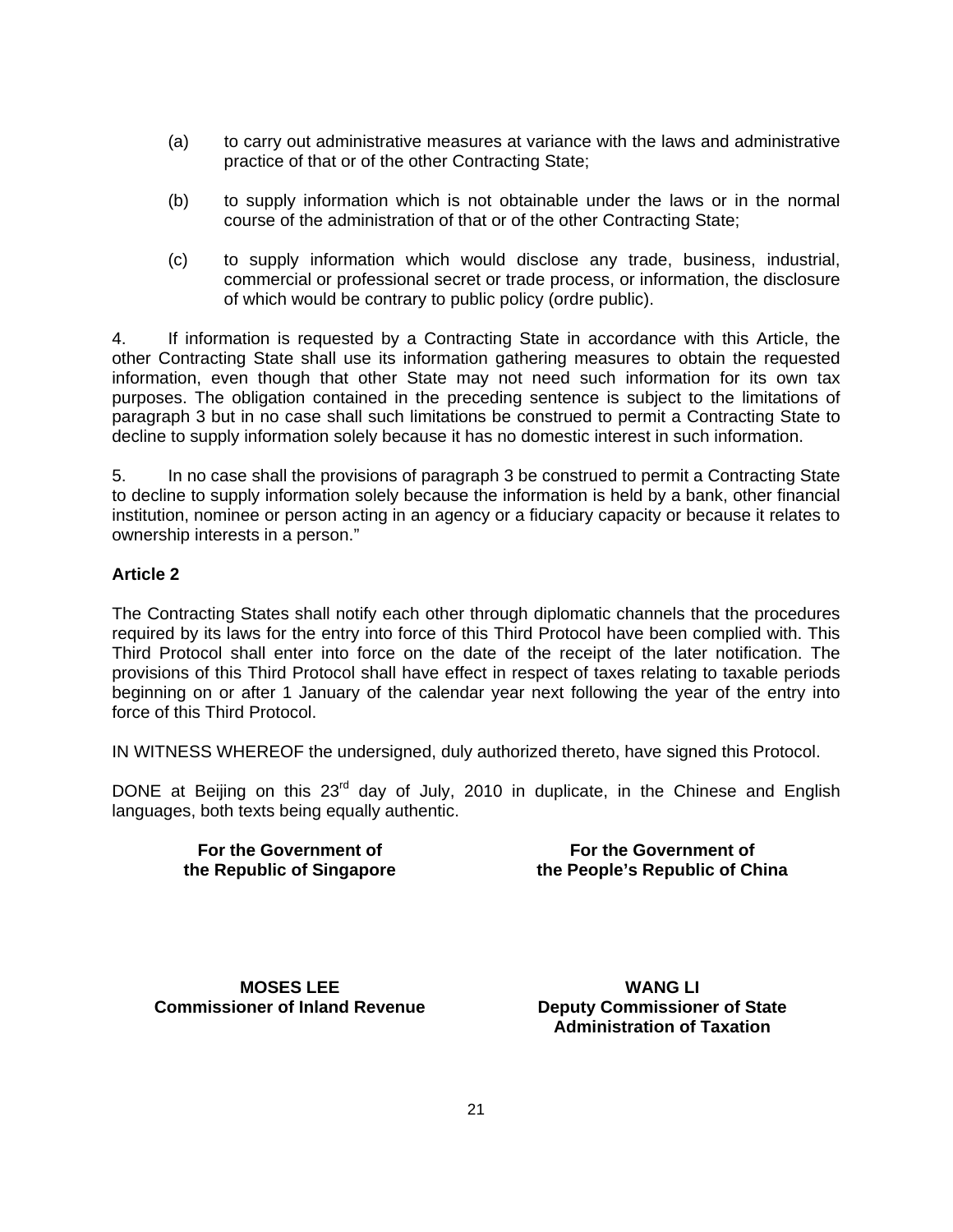(a) to carry out administrative measures at variance with the laws and administrative practice of that or of the other Contracting State;

(b) to supply information which is not obtainable under the laws or in the normal course of the administration of that or of the other Contracting State;

(c) to supply information which would disclose any trade, business, industrial, commercial or professional secret or trade process, or information, the disclosure of which would be contrary to public policy (ordre public).

4. If information is requested by a Contracting State in accordance with this Article, the other Contracting State shall use its information gathering measures to obtain the requested information, even though that other State may not need such information for its own tax purposes. The obligation contained in the preceding sentence is subject to the limitations of paragraph 3 but in no case shall such limitations be construed to permit a Contracting State to decline to supply information solely because it has no domestic interest in such information.

5. In no case shall the provisions of paragraph 3 be construed to permit a Contracting State to decline to supply information solely because the information is held by a bank, other financial institution, nominee or person acting in an agency or a fiduciary capacity or because it relates to ownership interests in a person."

**Article 2**

The Contracting States shall notify each other through diplomatic channels that the procedures required by its laws for the entry into force of this Third Protocol have been complied with. This Third Protocol shall enter into force on the date of the receipt of the later notification. The provisions of this Third Protocol shall have effect in respect of taxes relating to taxable periods beginning on or after 1 January of the calendar year next following the year of the entry into force of this Third Protocol.

IN WITNESS WHEREOF the undersigned, duly authorized thereto, have signed this Protocol.

DONE at Beijing on this 23rd day of July, 2010 in duplicate, in the Chinese and English languages, both texts being equally authentic.

| For the Government of the Republic of Singapore | For the Government of the People's Republic of China |
|---|---|
| **MOSES LEE** Commissioner of Inland Revenue | **WANG LI** Deputy Commissioner of State Administration of Taxation |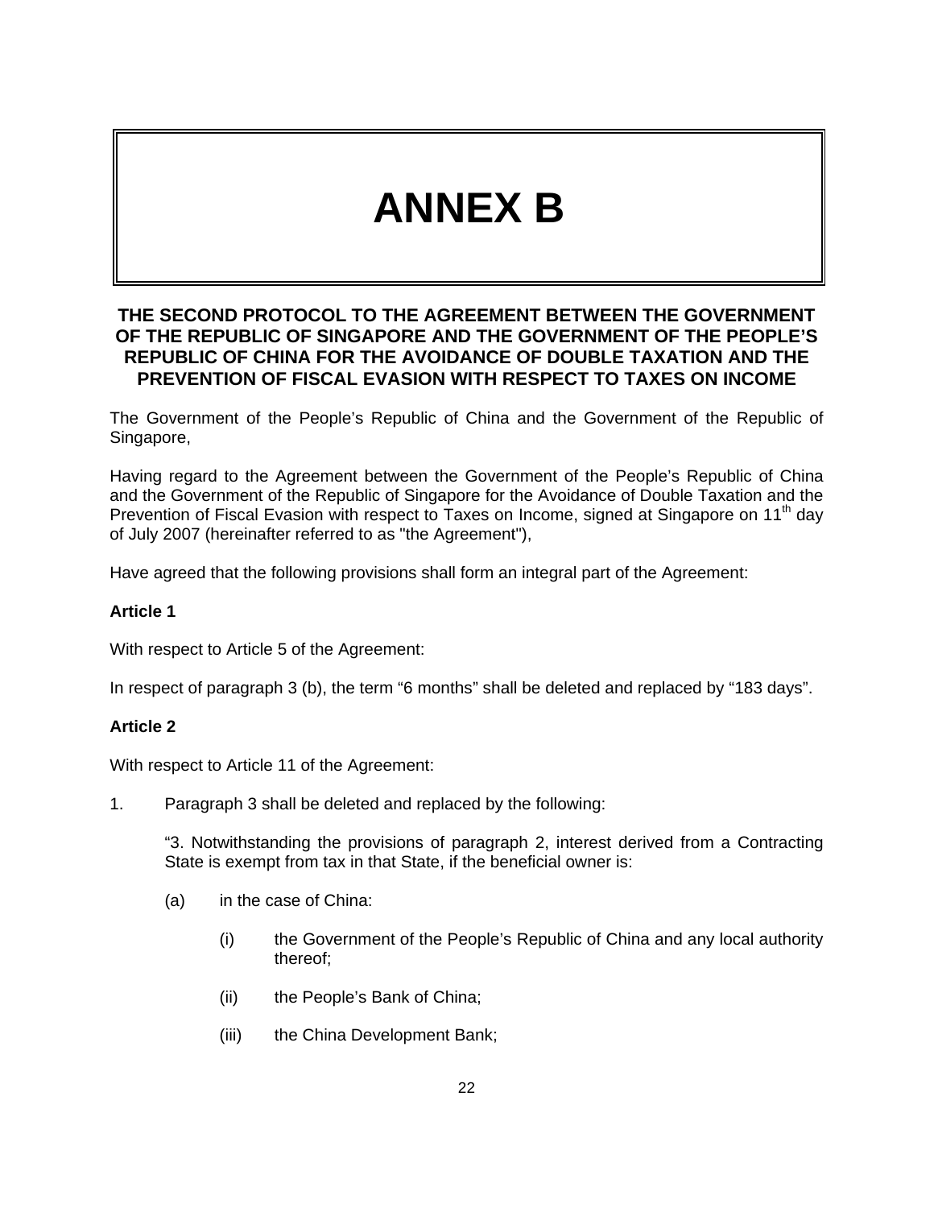# ANNEX B

## THE SECOND PROTOCOL TO THE AGREEMENT BETWEEN THE GOVERNMENT OF THE REPUBLIC OF SINGAPORE AND THE GOVERNMENT OF THE PEOPLE'S REPUBLIC OF CHINA FOR THE AVOIDANCE OF DOUBLE TAXATION AND THE PREVENTION OF FISCAL EVASION WITH RESPECT TO TAXES ON INCOME

The Government of the People's Republic of China and the Government of the Republic of Singapore,

Having regard to the Agreement between the Government of the People's Republic of China and the Government of the Republic of Singapore for the Avoidance of Double Taxation and the Prevention of Fiscal Evasion with respect to Taxes on Income, signed at Singapore on 11th day of July 2007 (hereinafter referred to as "the Agreement"),

Have agreed that the following provisions shall form an integral part of the Agreement:

**Article 1**

With respect to Article 5 of the Agreement:

In respect of paragraph 3 (b), the term "6 months" shall be deleted and replaced by "183 days".

**Article 2**

With respect to Article 11 of the Agreement:

1. Paragraph 3 shall be deleted and replaced by the following:

   "3. Notwithstanding the provisions of paragraph 2, interest derived from a Contracting State is exempt from tax in that State, if the beneficial owner is:

   (a) in the case of China:

      (i) the Government of the People's Republic of China and any local authority thereof;

      (ii) the People's Bank of China;

      (iii) the China Development Bank;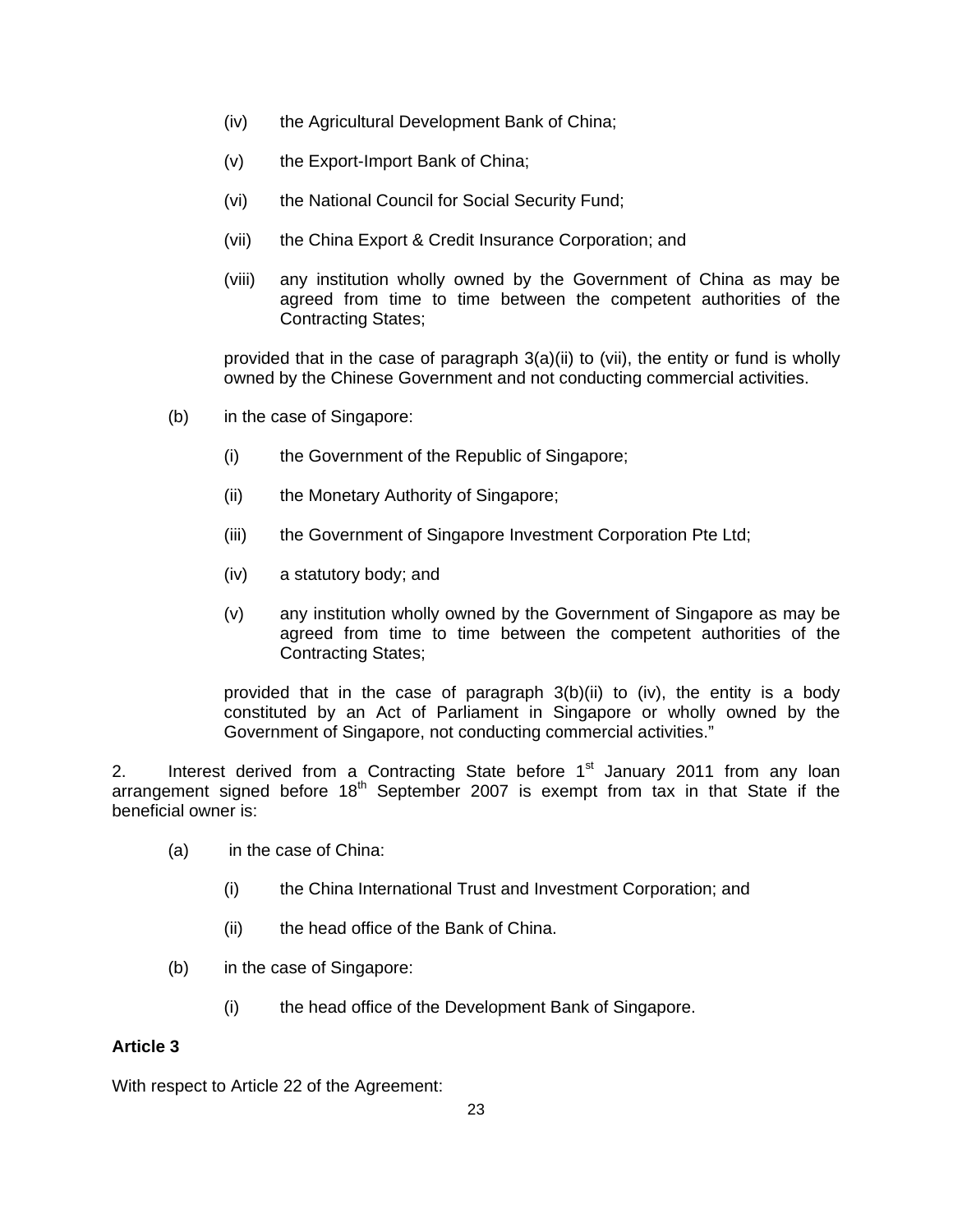(iv) the Agricultural Development Bank of China;

(v) the Export-Import Bank of China;

(vi) the National Council for Social Security Fund;

(vii) the China Export & Credit Insurance Corporation; and

(viii) any institution wholly owned by the Government of China as may be agreed from time to time between the competent authorities of the Contracting States;

provided that in the case of paragraph 3(a)(ii) to (vii), the entity or fund is wholly owned by the Chinese Government and not conducting commercial activities.

(b) in the case of Singapore:

(i) the Government of the Republic of Singapore;

(ii) the Monetary Authority of Singapore;

(iii) the Government of Singapore Investment Corporation Pte Ltd;

(iv) a statutory body; and

(v) any institution wholly owned by the Government of Singapore as may be agreed from time to time between the competent authorities of the Contracting States;

provided that in the case of paragraph 3(b)(ii) to (iv), the entity is a body constituted by an Act of Parliament in Singapore or wholly owned by the Government of Singapore, not conducting commercial activities."

2. Interest derived from a Contracting State before 1st January 2011 from any loan arrangement signed before 18th September 2007 is exempt from tax in that State if the beneficial owner is:

(a) in the case of China:

(i) the China International Trust and Investment Corporation; and

(ii) the head office of the Bank of China.

(b) in the case of Singapore:

(i) the head office of the Development Bank of Singapore.

**Article 3**

With respect to Article 22 of the Agreement: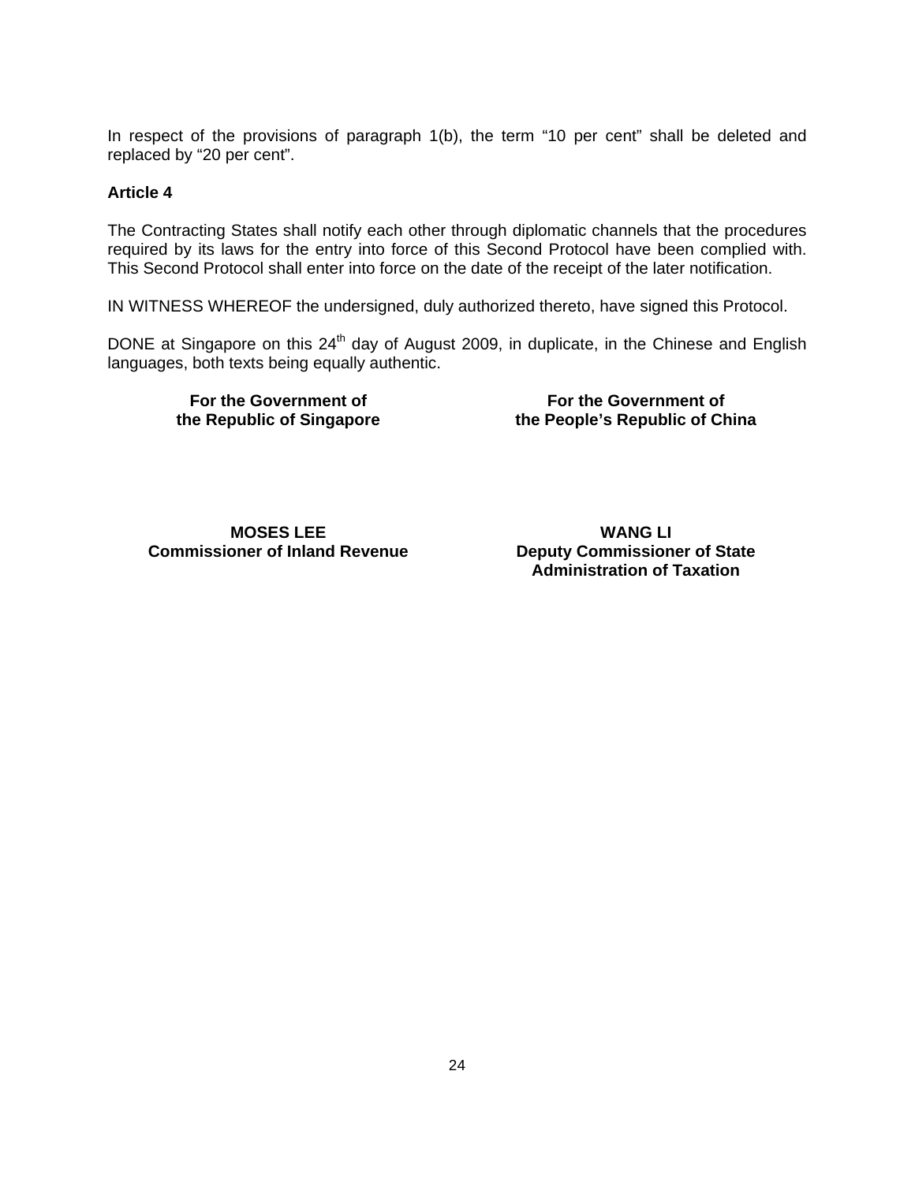In respect of the provisions of paragraph 1(b), the term “10 per cent” shall be deleted and replaced by “20 per cent”.

**Article 4**

The Contracting States shall notify each other through diplomatic channels that the procedures required by its laws for the entry into force of this Second Protocol have been complied with. This Second Protocol shall enter into force on the date of the receipt of the later notification.

IN WITNESS WHEREOF the undersigned, duly authorized thereto, have signed this Protocol.

DONE at Singapore on this 24th day of August 2009, in duplicate, in the Chinese and English languages, both texts being equally authentic.

| **For the Government of the Republic of Singapore** | **For the Government of the People’s Republic of China** |
|---|---|
| **MOSES LEE**<br>**Commissioner of Inland Revenue** | **WANG LI**<br>**Deputy Commissioner of State Administration of Taxation** |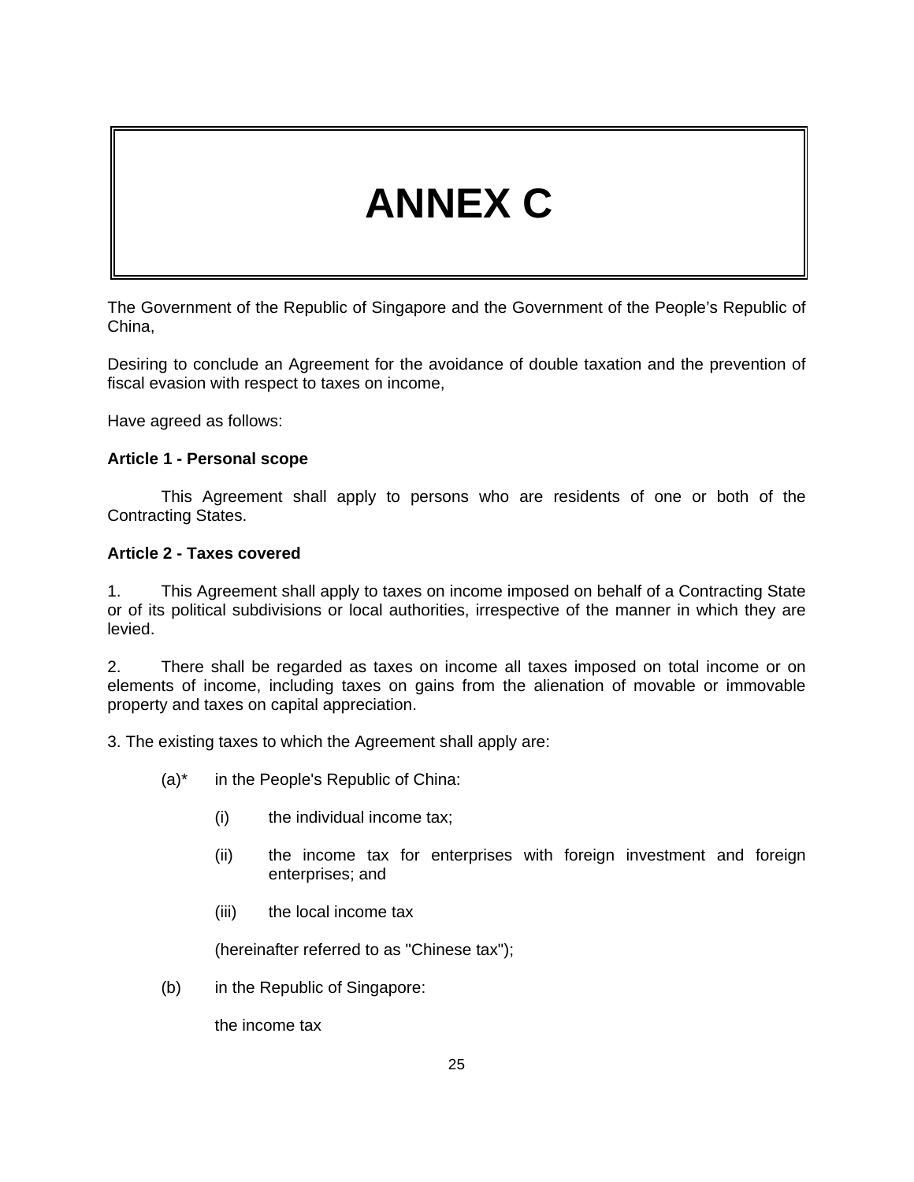# ANNEX C

The Government of the Republic of Singapore and the Government of the People's Republic of China,

Desiring to conclude an Agreement for the avoidance of double taxation and the prevention of fiscal evasion with respect to taxes on income,

Have agreed as follows:

**Article 1 - Personal scope**

This Agreement shall apply to persons who are residents of one or both of the Contracting States.

**Article 2 - Taxes covered**

1. This Agreement shall apply to taxes on income imposed on behalf of a Contracting State or of its political subdivisions or local authorities, irrespective of the manner in which they are levied.

2. There shall be regarded as taxes on income all taxes imposed on total income or on elements of income, including taxes on gains from the alienation of movable or immovable property and taxes on capital appreciation.

3. The existing taxes to which the Agreement shall apply are:

(a)* in the People's Republic of China:

(i) the individual income tax;

(ii) the income tax for enterprises with foreign investment and foreign enterprises; and

(iii) the local income tax

(hereinafter referred to as "Chinese tax");

(b) in the Republic of Singapore:

the income tax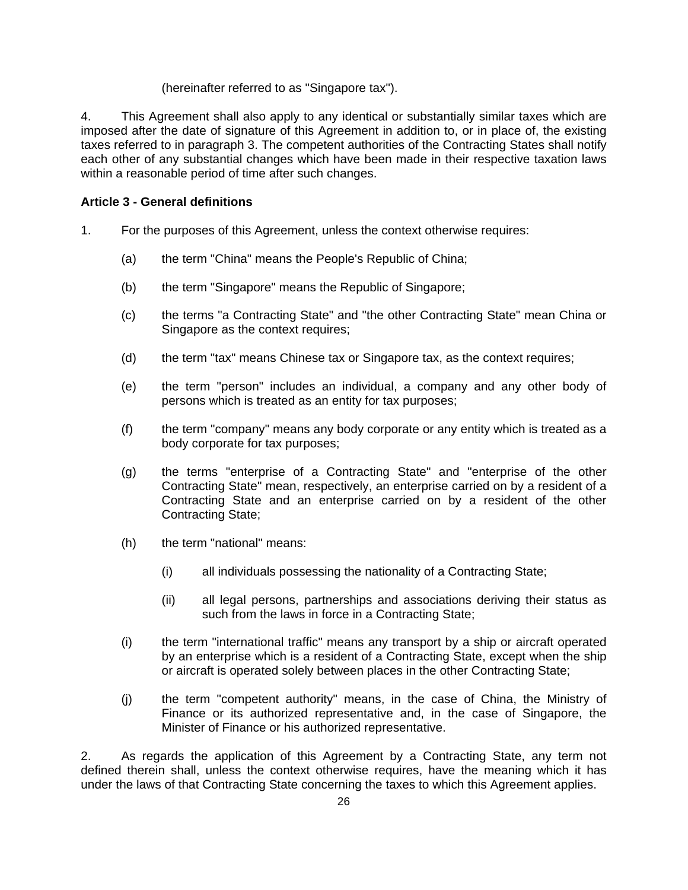(hereinafter referred to as "Singapore tax").

4. This Agreement shall also apply to any identical or substantially similar taxes which are imposed after the date of signature of this Agreement in addition to, or in place of, the existing taxes referred to in paragraph 3. The competent authorities of the Contracting States shall notify each other of any substantial changes which have been made in their respective taxation laws within a reasonable period of time after such changes.

**Article 3 - General definitions**

1. For the purposes of this Agreement, unless the context otherwise requires:

   (a) the term "China" means the People's Republic of China;

   (b) the term "Singapore" means the Republic of Singapore;

   (c) the terms "a Contracting State" and "the other Contracting State" mean China or Singapore as the context requires;

   (d) the term "tax" means Chinese tax or Singapore tax, as the context requires;

   (e) the term "person" includes an individual, a company and any other body of persons which is treated as an entity for tax purposes;

   (f) the term "company" means any body corporate or any entity which is treated as a body corporate for tax purposes;

   (g) the terms "enterprise of a Contracting State" and "enterprise of the other Contracting State" mean, respectively, an enterprise carried on by a resident of a Contracting State and an enterprise carried on by a resident of the other Contracting State;

   (h) the term "national" means:

      (i) all individuals possessing the nationality of a Contracting State;

      (ii) all legal persons, partnerships and associations deriving their status as such from the laws in force in a Contracting State;

   (i) the term "international traffic" means any transport by a ship or aircraft operated by an enterprise which is a resident of a Contracting State, except when the ship or aircraft is operated solely between places in the other Contracting State;

   (j) the term "competent authority" means, in the case of China, the Ministry of Finance or its authorized representative and, in the case of Singapore, the Minister of Finance or his authorized representative.

2. As regards the application of this Agreement by a Contracting State, any term not defined therein shall, unless the context otherwise requires, have the meaning which it has under the laws of that Contracting State concerning the taxes to which this Agreement applies.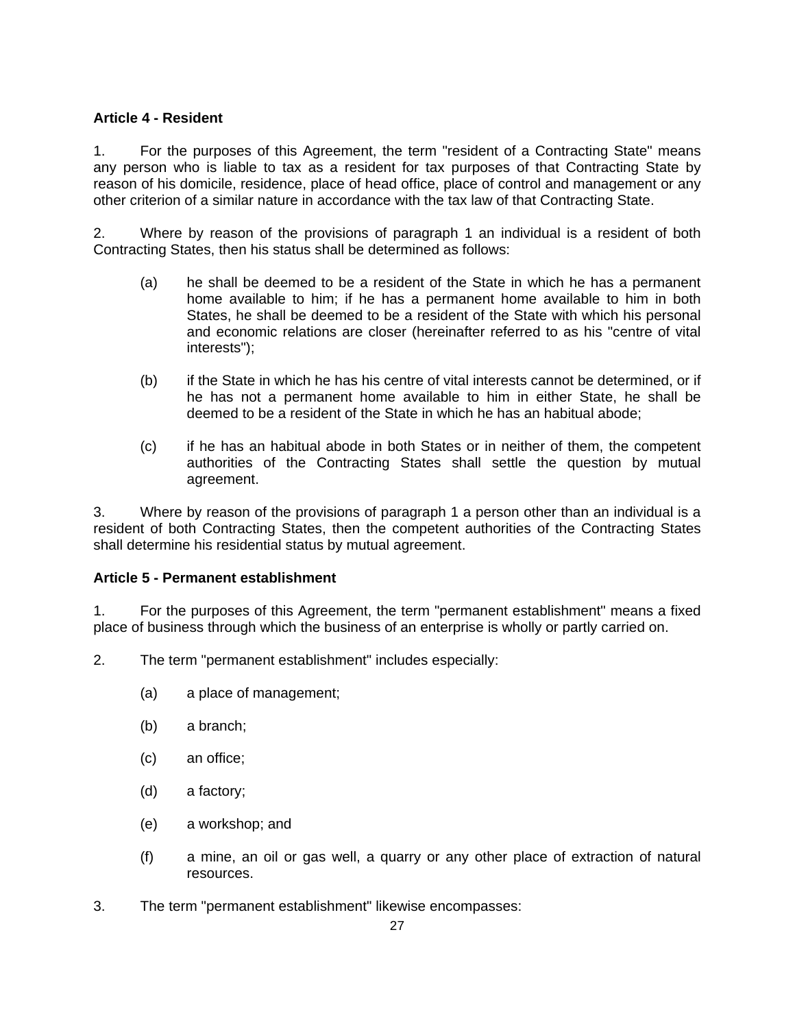**Article 4 - Resident**

1. For the purposes of this Agreement, the term "resident of a Contracting State" means any person who is liable to tax as a resident for tax purposes of that Contracting State by reason of his domicile, residence, place of head office, place of control and management or any other criterion of a similar nature in accordance with the tax law of that Contracting State.

2. Where by reason of the provisions of paragraph 1 an individual is a resident of both Contracting States, then his status shall be determined as follows:

   (a) he shall be deemed to be a resident of the State in which he has a permanent home available to him; if he has a permanent home available to him in both States, he shall be deemed to be a resident of the State with which his personal and economic relations are closer (hereinafter referred to as his "centre of vital interests");

   (b) if the State in which he has his centre of vital interests cannot be determined, or if he has not a permanent home available to him in either State, he shall be deemed to be a resident of the State in which he has an habitual abode;

   (c) if he has an habitual abode in both States or in neither of them, the competent authorities of the Contracting States shall settle the question by mutual agreement.

3. Where by reason of the provisions of paragraph 1 a person other than an individual is a resident of both Contracting States, then the competent authorities of the Contracting States shall determine his residential status by mutual agreement.

**Article 5 - Permanent establishment**

1. For the purposes of this Agreement, the term "permanent establishment" means a fixed place of business through which the business of an enterprise is wholly or partly carried on.

2. The term "permanent establishment" includes especially:

   (a) a place of management;

   (b) a branch;

   (c) an office;

   (d) a factory;

   (e) a workshop; and

   (f) a mine, an oil or gas well, a quarry or any other place of extraction of natural resources.

3. The term "permanent establishment" likewise encompasses: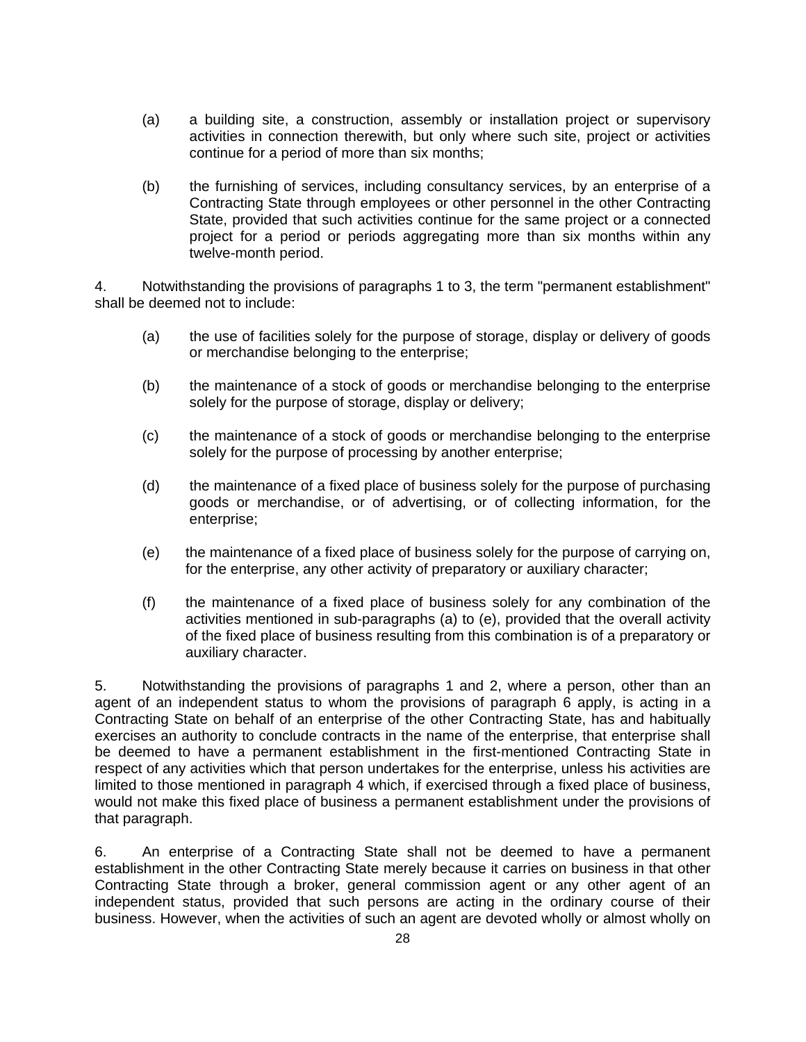(a) a building site, a construction, assembly or installation project or supervisory activities in connection therewith, but only where such site, project or activities continue for a period of more than six months;

(b) the furnishing of services, including consultancy services, by an enterprise of a Contracting State through employees or other personnel in the other Contracting State, provided that such activities continue for the same project or a connected project for a period or periods aggregating more than six months within any twelve-month period.

4. Notwithstanding the provisions of paragraphs 1 to 3, the term "permanent establishment" shall be deemed not to include:

(a) the use of facilities solely for the purpose of storage, display or delivery of goods or merchandise belonging to the enterprise;

(b) the maintenance of a stock of goods or merchandise belonging to the enterprise solely for the purpose of storage, display or delivery;

(c) the maintenance of a stock of goods or merchandise belonging to the enterprise solely for the purpose of processing by another enterprise;

(d) the maintenance of a fixed place of business solely for the purpose of purchasing goods or merchandise, or of advertising, or of collecting information, for the enterprise;

(e) the maintenance of a fixed place of business solely for the purpose of carrying on, for the enterprise, any other activity of preparatory or auxiliary character;

(f) the maintenance of a fixed place of business solely for any combination of the activities mentioned in sub-paragraphs (a) to (e), provided that the overall activity of the fixed place of business resulting from this combination is of a preparatory or auxiliary character.

5. Notwithstanding the provisions of paragraphs 1 and 2, where a person, other than an agent of an independent status to whom the provisions of paragraph 6 apply, is acting in a Contracting State on behalf of an enterprise of the other Contracting State, has and habitually exercises an authority to conclude contracts in the name of the enterprise, that enterprise shall be deemed to have a permanent establishment in the first-mentioned Contracting State in respect of any activities which that person undertakes for the enterprise, unless his activities are limited to those mentioned in paragraph 4 which, if exercised through a fixed place of business, would not make this fixed place of business a permanent establishment under the provisions of that paragraph.

6. An enterprise of a Contracting State shall not be deemed to have a permanent establishment in the other Contracting State merely because it carries on business in that other Contracting State through a broker, general commission agent or any other agent of an independent status, provided that such persons are acting in the ordinary course of their business. However, when the activities of such an agent are devoted wholly or almost wholly on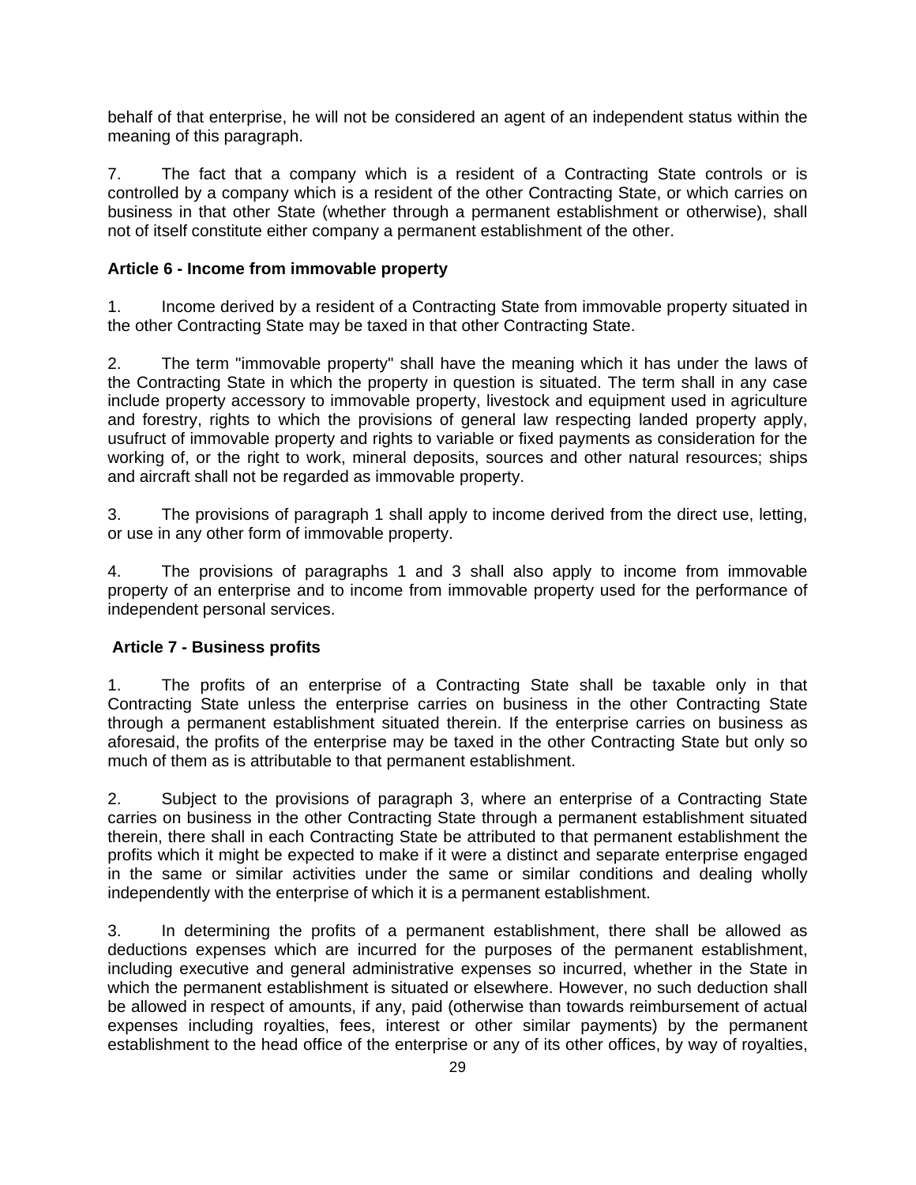behalf of that enterprise, he will not be considered an agent of an independent status within the meaning of this paragraph.

7. The fact that a company which is a resident of a Contracting State controls or is controlled by a company which is a resident of the other Contracting State, or which carries on business in that other State (whether through a permanent establishment or otherwise), shall not of itself constitute either company a permanent establishment of the other.

**Article 6 - Income from immovable property**

1. Income derived by a resident of a Contracting State from immovable property situated in the other Contracting State may be taxed in that other Contracting State.

2. The term "immovable property" shall have the meaning which it has under the laws of the Contracting State in which the property in question is situated. The term shall in any case include property accessory to immovable property, livestock and equipment used in agriculture and forestry, rights to which the provisions of general law respecting landed property apply, usufruct of immovable property and rights to variable or fixed payments as consideration for the working of, or the right to work, mineral deposits, sources and other natural resources; ships and aircraft shall not be regarded as immovable property.

3. The provisions of paragraph 1 shall apply to income derived from the direct use, letting, or use in any other form of immovable property.

4. The provisions of paragraphs 1 and 3 shall also apply to income from immovable property of an enterprise and to income from immovable property used for the performance of independent personal services.

**Article 7 - Business profits**

1. The profits of an enterprise of a Contracting State shall be taxable only in that Contracting State unless the enterprise carries on business in the other Contracting State through a permanent establishment situated therein. If the enterprise carries on business as aforesaid, the profits of the enterprise may be taxed in the other Contracting State but only so much of them as is attributable to that permanent establishment.

2. Subject to the provisions of paragraph 3, where an enterprise of a Contracting State carries on business in the other Contracting State through a permanent establishment situated therein, there shall in each Contracting State be attributed to that permanent establishment the profits which it might be expected to make if it were a distinct and separate enterprise engaged in the same or similar activities under the same or similar conditions and dealing wholly independently with the enterprise of which it is a permanent establishment.

3. In determining the profits of a permanent establishment, there shall be allowed as deductions expenses which are incurred for the purposes of the permanent establishment, including executive and general administrative expenses so incurred, whether in the State in which the permanent establishment is situated or elsewhere. However, no such deduction shall be allowed in respect of amounts, if any, paid (otherwise than towards reimbursement of actual expenses including royalties, fees, interest or other similar payments) by the permanent establishment to the head office of the enterprise or any of its other offices, by way of royalties,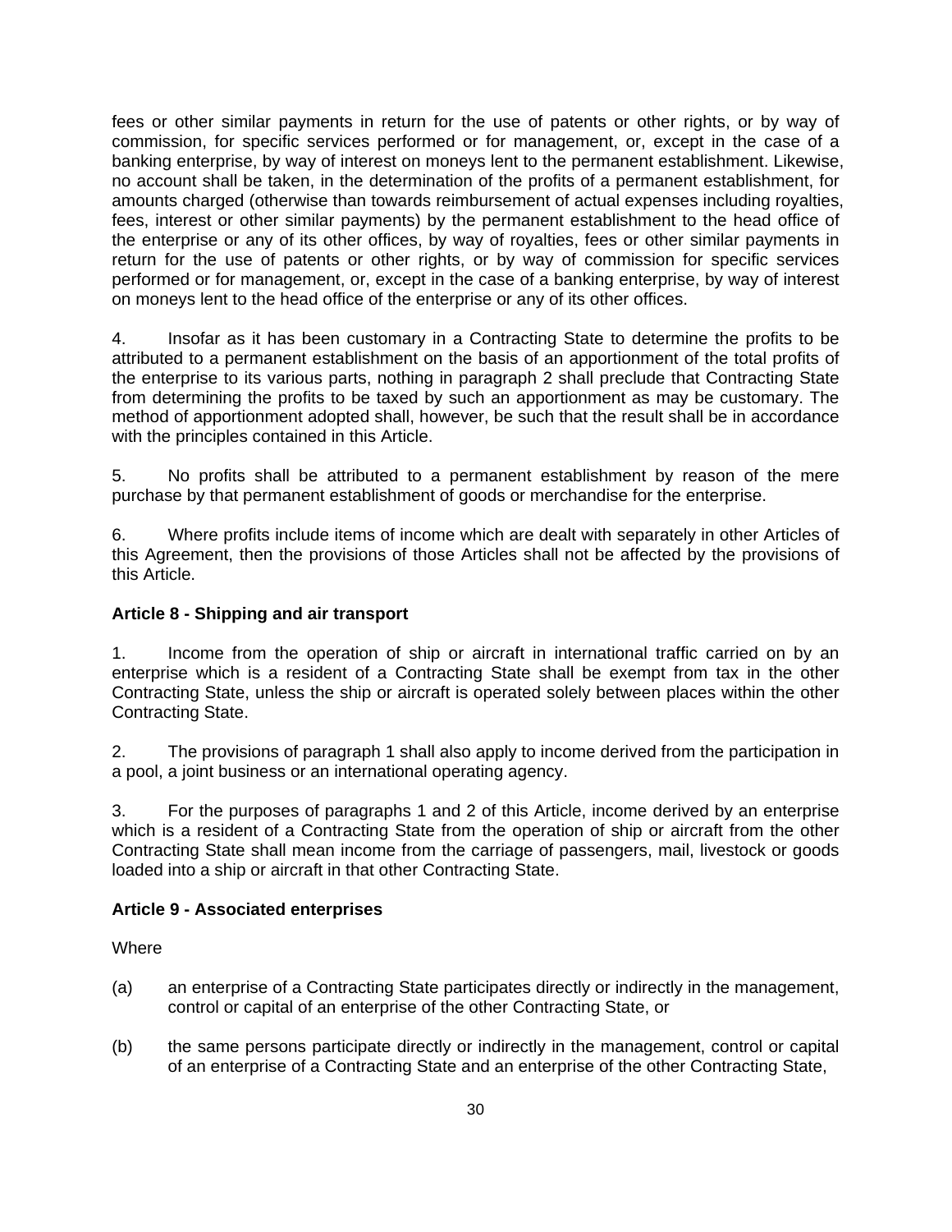fees or other similar payments in return for the use of patents or other rights, or by way of commission, for specific services performed or for management, or, except in the case of a banking enterprise, by way of interest on moneys lent to the permanent establishment. Likewise, no account shall be taken, in the determination of the profits of a permanent establishment, for amounts charged (otherwise than towards reimbursement of actual expenses including royalties, fees, interest or other similar payments) by the permanent establishment to the head office of the enterprise or any of its other offices, by way of royalties, fees or other similar payments in return for the use of patents or other rights, or by way of commission for specific services performed or for management, or, except in the case of a banking enterprise, by way of interest on moneys lent to the head office of the enterprise or any of its other offices.

4. Insofar as it has been customary in a Contracting State to determine the profits to be attributed to a permanent establishment on the basis of an apportionment of the total profits of the enterprise to its various parts, nothing in paragraph 2 shall preclude that Contracting State from determining the profits to be taxed by such an apportionment as may be customary. The method of apportionment adopted shall, however, be such that the result shall be in accordance with the principles contained in this Article.

5. No profits shall be attributed to a permanent establishment by reason of the mere purchase by that permanent establishment of goods or merchandise for the enterprise.

6. Where profits include items of income which are dealt with separately in other Articles of this Agreement, then the provisions of those Articles shall not be affected by the provisions of this Article.

**Article 8 - Shipping and air transport**

1. Income from the operation of ship or aircraft in international traffic carried on by an enterprise which is a resident of a Contracting State shall be exempt from tax in the other Contracting State, unless the ship or aircraft is operated solely between places within the other Contracting State.

2. The provisions of paragraph 1 shall also apply to income derived from the participation in a pool, a joint business or an international operating agency.

3. For the purposes of paragraphs 1 and 2 of this Article, income derived by an enterprise which is a resident of a Contracting State from the operation of ship or aircraft from the other Contracting State shall mean income from the carriage of passengers, mail, livestock or goods loaded into a ship or aircraft in that other Contracting State.

**Article 9 - Associated enterprises**

Where

(a) an enterprise of a Contracting State participates directly or indirectly in the management, control or capital of an enterprise of the other Contracting State, or

(b) the same persons participate directly or indirectly in the management, control or capital of an enterprise of a Contracting State and an enterprise of the other Contracting State,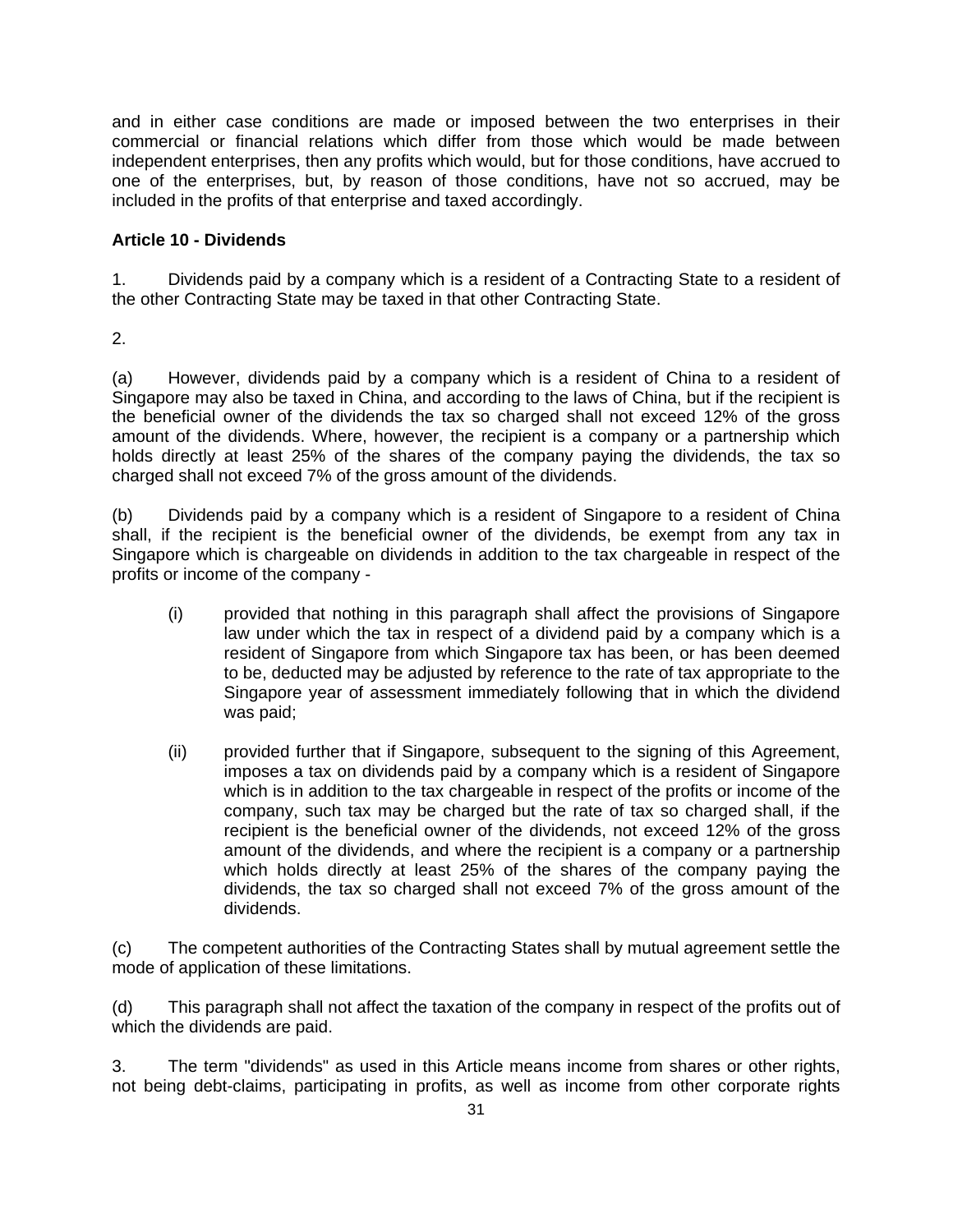and in either case conditions are made or imposed between the two enterprises in their commercial or financial relations which differ from those which would be made between independent enterprises, then any profits which would, but for those conditions, have accrued to one of the enterprises, but, by reason of those conditions, have not so accrued, may be included in the profits of that enterprise and taxed accordingly.

**Article 10 - Dividends**

1. Dividends paid by a company which is a resident of a Contracting State to a resident of the other Contracting State may be taxed in that other Contracting State.

2.

(a) However, dividends paid by a company which is a resident of China to a resident of Singapore may also be taxed in China, and according to the laws of China, but if the recipient is the beneficial owner of the dividends the tax so charged shall not exceed 12% of the gross amount of the dividends. Where, however, the recipient is a company or a partnership which holds directly at least 25% of the shares of the company paying the dividends, the tax so charged shall not exceed 7% of the gross amount of the dividends.

(b) Dividends paid by a company which is a resident of Singapore to a resident of China shall, if the recipient is the beneficial owner of the dividends, be exempt from any tax in Singapore which is chargeable on dividends in addition to the tax chargeable in respect of the profits or income of the company -

(i) provided that nothing in this paragraph shall affect the provisions of Singapore law under which the tax in respect of a dividend paid by a company which is a resident of Singapore from which Singapore tax has been, or has been deemed to be, deducted may be adjusted by reference to the rate of tax appropriate to the Singapore year of assessment immediately following that in which the dividend was paid;

(ii) provided further that if Singapore, subsequent to the signing of this Agreement, imposes a tax on dividends paid by a company which is a resident of Singapore which is in addition to the tax chargeable in respect of the profits or income of the company, such tax may be charged but the rate of tax so charged shall, if the recipient is the beneficial owner of the dividends, not exceed 12% of the gross amount of the dividends, and where the recipient is a company or a partnership which holds directly at least 25% of the shares of the company paying the dividends, the tax so charged shall not exceed 7% of the gross amount of the dividends.

(c) The competent authorities of the Contracting States shall by mutual agreement settle the mode of application of these limitations.

(d) This paragraph shall not affect the taxation of the company in respect of the profits out of which the dividends are paid.

3. The term "dividends" as used in this Article means income from shares or other rights, not being debt-claims, participating in profits, as well as income from other corporate rights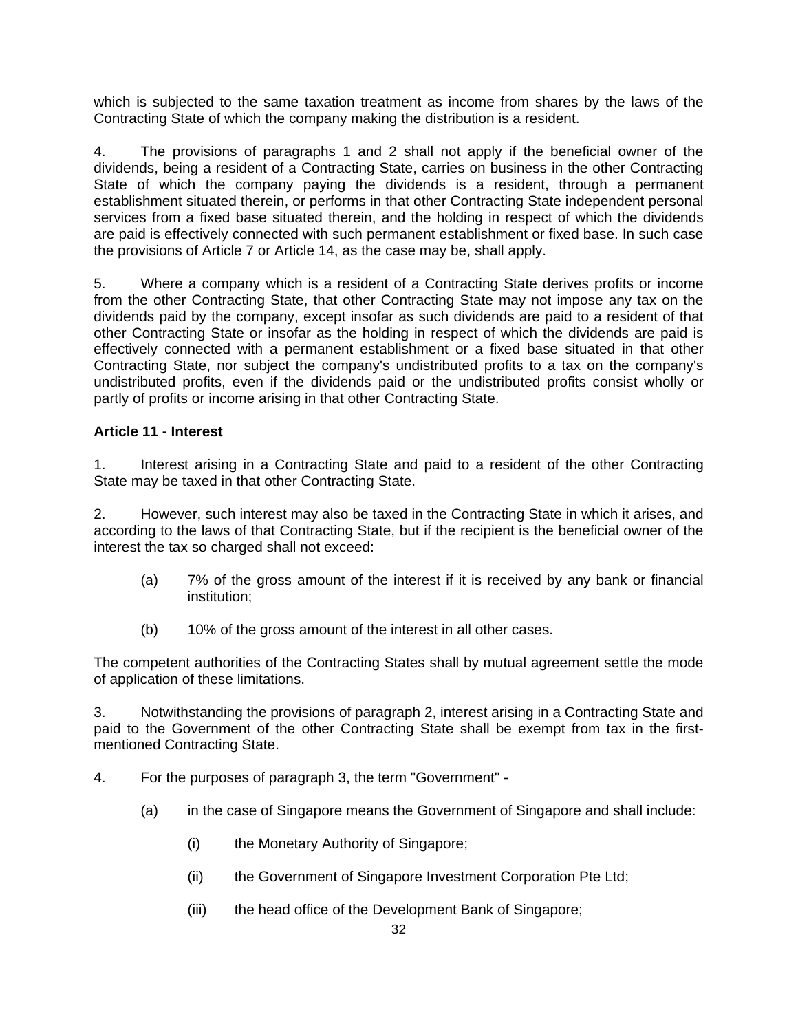which is subjected to the same taxation treatment as income from shares by the laws of the Contracting State of which the company making the distribution is a resident.

4. The provisions of paragraphs 1 and 2 shall not apply if the beneficial owner of the dividends, being a resident of a Contracting State, carries on business in the other Contracting State of which the company paying the dividends is a resident, through a permanent establishment situated therein, or performs in that other Contracting State independent personal services from a fixed base situated therein, and the holding in respect of which the dividends are paid is effectively connected with such permanent establishment or fixed base. In such case the provisions of Article 7 or Article 14, as the case may be, shall apply.

5. Where a company which is a resident of a Contracting State derives profits or income from the other Contracting State, that other Contracting State may not impose any tax on the dividends paid by the company, except insofar as such dividends are paid to a resident of that other Contracting State or insofar as the holding in respect of which the dividends are paid is effectively connected with a permanent establishment or a fixed base situated in that other Contracting State, nor subject the company's undistributed profits to a tax on the company's undistributed profits, even if the dividends paid or the undistributed profits consist wholly or partly of profits or income arising in that other Contracting State.

**Article 11 - Interest**

1. Interest arising in a Contracting State and paid to a resident of the other Contracting State may be taxed in that other Contracting State.

2. However, such interest may also be taxed in the Contracting State in which it arises, and according to the laws of that Contracting State, but if the recipient is the beneficial owner of the interest the tax so charged shall not exceed:

- (a) 7% of the gross amount of the interest if it is received by any bank or financial institution;
- (b) 10% of the gross amount of the interest in all other cases.

The competent authorities of the Contracting States shall by mutual agreement settle the mode of application of these limitations.

3. Notwithstanding the provisions of paragraph 2, interest arising in a Contracting State and paid to the Government of the other Contracting State shall be exempt from tax in the first-mentioned Contracting State.

4. For the purposes of paragraph 3, the term "Government" -

- (a) in the case of Singapore means the Government of Singapore and shall include:
  - (i) the Monetary Authority of Singapore;
  - (ii) the Government of Singapore Investment Corporation Pte Ltd;
  - (iii) the head office of the Development Bank of Singapore;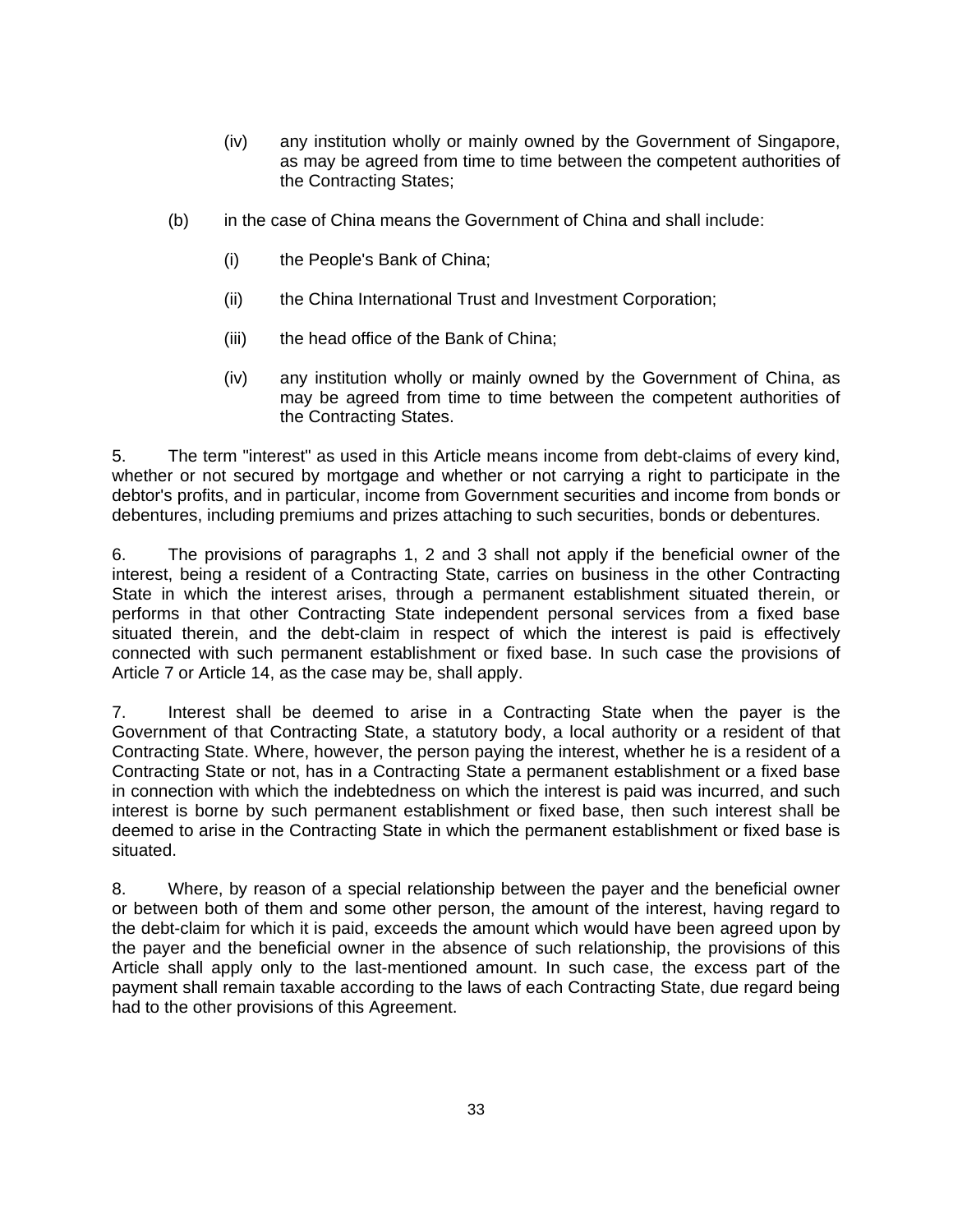(iv) any institution wholly or mainly owned by the Government of Singapore, as may be agreed from time to time between the competent authorities of the Contracting States;

(b) in the case of China means the Government of China and shall include:

(i) the People's Bank of China;

(ii) the China International Trust and Investment Corporation;

(iii) the head office of the Bank of China;

(iv) any institution wholly or mainly owned by the Government of China, as may be agreed from time to time between the competent authorities of the Contracting States.

5. The term "interest" as used in this Article means income from debt-claims of every kind, whether or not secured by mortgage and whether or not carrying a right to participate in the debtor's profits, and in particular, income from Government securities and income from bonds or debentures, including premiums and prizes attaching to such securities, bonds or debentures.

6. The provisions of paragraphs 1, 2 and 3 shall not apply if the beneficial owner of the interest, being a resident of a Contracting State, carries on business in the other Contracting State in which the interest arises, through a permanent establishment situated therein, or performs in that other Contracting State independent personal services from a fixed base situated therein, and the debt-claim in respect of which the interest is paid is effectively connected with such permanent establishment or fixed base. In such case the provisions of Article 7 or Article 14, as the case may be, shall apply.

7. Interest shall be deemed to arise in a Contracting State when the payer is the Government of that Contracting State, a statutory body, a local authority or a resident of that Contracting State. Where, however, the person paying the interest, whether he is a resident of a Contracting State or not, has in a Contracting State a permanent establishment or a fixed base in connection with which the indebtedness on which the interest is paid was incurred, and such interest is borne by such permanent establishment or fixed base, then such interest shall be deemed to arise in the Contracting State in which the permanent establishment or fixed base is situated.

8. Where, by reason of a special relationship between the payer and the beneficial owner or between both of them and some other person, the amount of the interest, having regard to the debt-claim for which it is paid, exceeds the amount which would have been agreed upon by the payer and the beneficial owner in the absence of such relationship, the provisions of this Article shall apply only to the last-mentioned amount. In such case, the excess part of the payment shall remain taxable according to the laws of each Contracting State, due regard being had to the other provisions of this Agreement.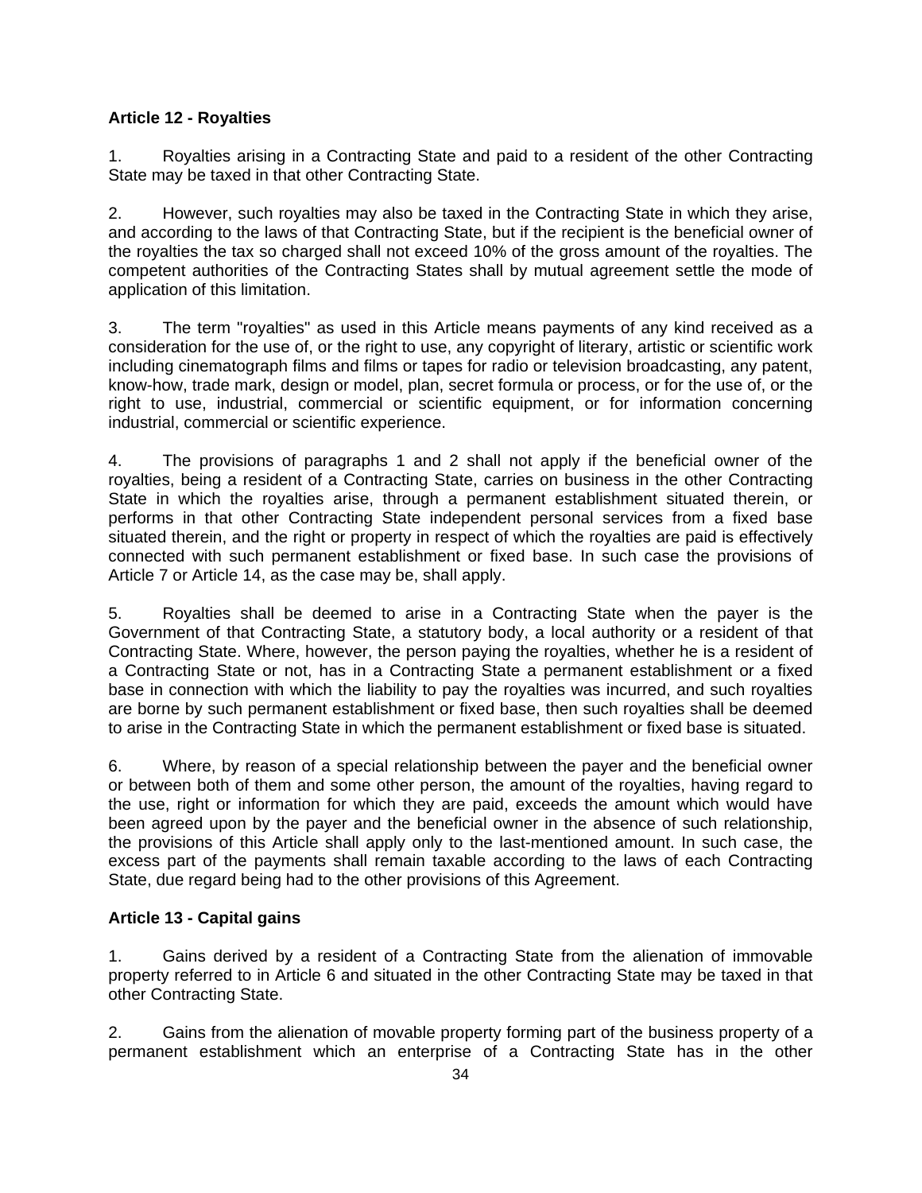**Article 12 - Royalties**

1. Royalties arising in a Contracting State and paid to a resident of the other Contracting State may be taxed in that other Contracting State.

2. However, such royalties may also be taxed in the Contracting State in which they arise, and according to the laws of that Contracting State, but if the recipient is the beneficial owner of the royalties the tax so charged shall not exceed 10% of the gross amount of the royalties. The competent authorities of the Contracting States shall by mutual agreement settle the mode of application of this limitation.

3. The term "royalties" as used in this Article means payments of any kind received as a consideration for the use of, or the right to use, any copyright of literary, artistic or scientific work including cinematograph films and films or tapes for radio or television broadcasting, any patent, know-how, trade mark, design or model, plan, secret formula or process, or for the use of, or the right to use, industrial, commercial or scientific equipment, or for information concerning industrial, commercial or scientific experience.

4. The provisions of paragraphs 1 and 2 shall not apply if the beneficial owner of the royalties, being a resident of a Contracting State, carries on business in the other Contracting State in which the royalties arise, through a permanent establishment situated therein, or performs in that other Contracting State independent personal services from a fixed base situated therein, and the right or property in respect of which the royalties are paid is effectively connected with such permanent establishment or fixed base. In such case the provisions of Article 7 or Article 14, as the case may be, shall apply.

5. Royalties shall be deemed to arise in a Contracting State when the payer is the Government of that Contracting State, a statutory body, a local authority or a resident of that Contracting State. Where, however, the person paying the royalties, whether he is a resident of a Contracting State or not, has in a Contracting State a permanent establishment or a fixed base in connection with which the liability to pay the royalties was incurred, and such royalties are borne by such permanent establishment or fixed base, then such royalties shall be deemed to arise in the Contracting State in which the permanent establishment or fixed base is situated.

6. Where, by reason of a special relationship between the payer and the beneficial owner or between both of them and some other person, the amount of the royalties, having regard to the use, right or information for which they are paid, exceeds the amount which would have been agreed upon by the payer and the beneficial owner in the absence of such relationship, the provisions of this Article shall apply only to the last-mentioned amount. In such case, the excess part of the payments shall remain taxable according to the laws of each Contracting State, due regard being had to the other provisions of this Agreement.

**Article 13 - Capital gains**

1. Gains derived by a resident of a Contracting State from the alienation of immovable property referred to in Article 6 and situated in the other Contracting State may be taxed in that other Contracting State.

2. Gains from the alienation of movable property forming part of the business property of a permanent establishment which an enterprise of a Contracting State has in the other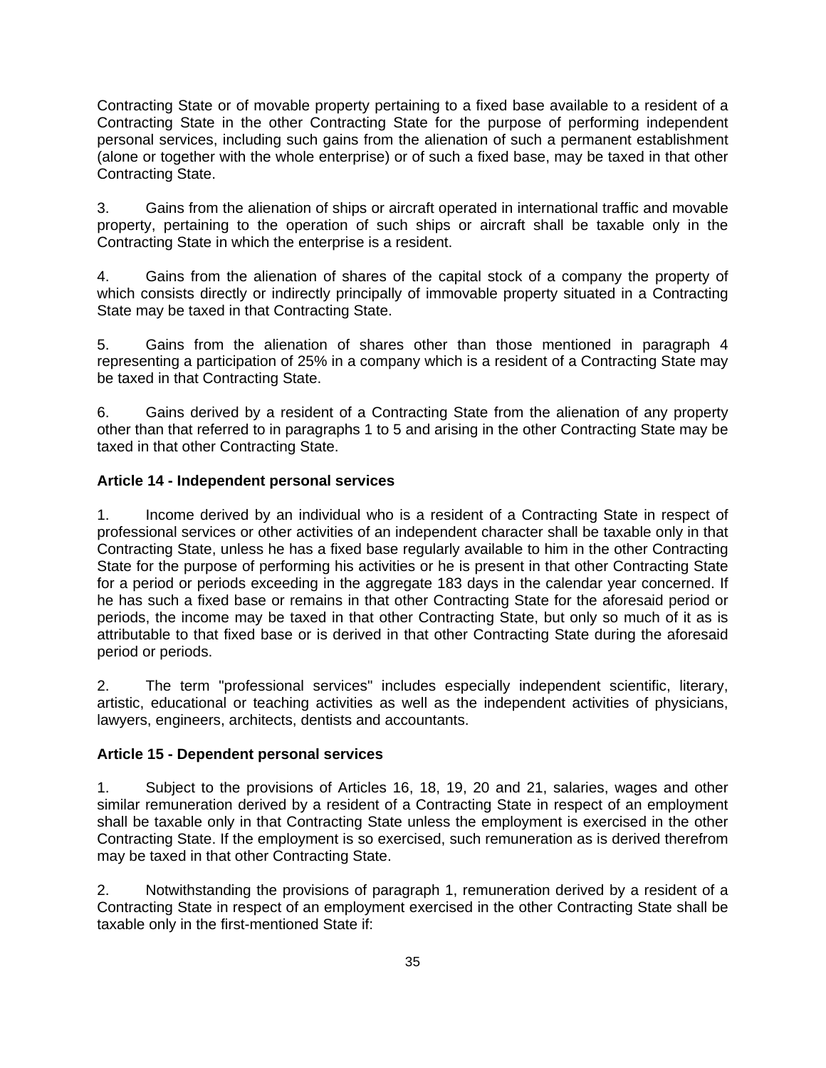Contracting State or of movable property pertaining to a fixed base available to a resident of a Contracting State in the other Contracting State for the purpose of performing independent personal services, including such gains from the alienation of such a permanent establishment (alone or together with the whole enterprise) or of such a fixed base, may be taxed in that other Contracting State.

3. Gains from the alienation of ships or aircraft operated in international traffic and movable property, pertaining to the operation of such ships or aircraft shall be taxable only in the Contracting State in which the enterprise is a resident.

4. Gains from the alienation of shares of the capital stock of a company the property of which consists directly or indirectly principally of immovable property situated in a Contracting State may be taxed in that Contracting State.

5. Gains from the alienation of shares other than those mentioned in paragraph 4 representing a participation of 25% in a company which is a resident of a Contracting State may be taxed in that Contracting State.

6. Gains derived by a resident of a Contracting State from the alienation of any property other than that referred to in paragraphs 1 to 5 and arising in the other Contracting State may be taxed in that other Contracting State.

**Article 14 - Independent personal services**

1. Income derived by an individual who is a resident of a Contracting State in respect of professional services or other activities of an independent character shall be taxable only in that Contracting State, unless he has a fixed base regularly available to him in the other Contracting State for the purpose of performing his activities or he is present in that other Contracting State for a period or periods exceeding in the aggregate 183 days in the calendar year concerned. If he has such a fixed base or remains in that other Contracting State for the aforesaid period or periods, the income may be taxed in that other Contracting State, but only so much of it as is attributable to that fixed base or is derived in that other Contracting State during the aforesaid period or periods.

2. The term "professional services" includes especially independent scientific, literary, artistic, educational or teaching activities as well as the independent activities of physicians, lawyers, engineers, architects, dentists and accountants.

**Article 15 - Dependent personal services**

1. Subject to the provisions of Articles 16, 18, 19, 20 and 21, salaries, wages and other similar remuneration derived by a resident of a Contracting State in respect of an employment shall be taxable only in that Contracting State unless the employment is exercised in the other Contracting State. If the employment is so exercised, such remuneration as is derived therefrom may be taxed in that other Contracting State.

2. Notwithstanding the provisions of paragraph 1, remuneration derived by a resident of a Contracting State in respect of an employment exercised in the other Contracting State shall be taxable only in the first-mentioned State if: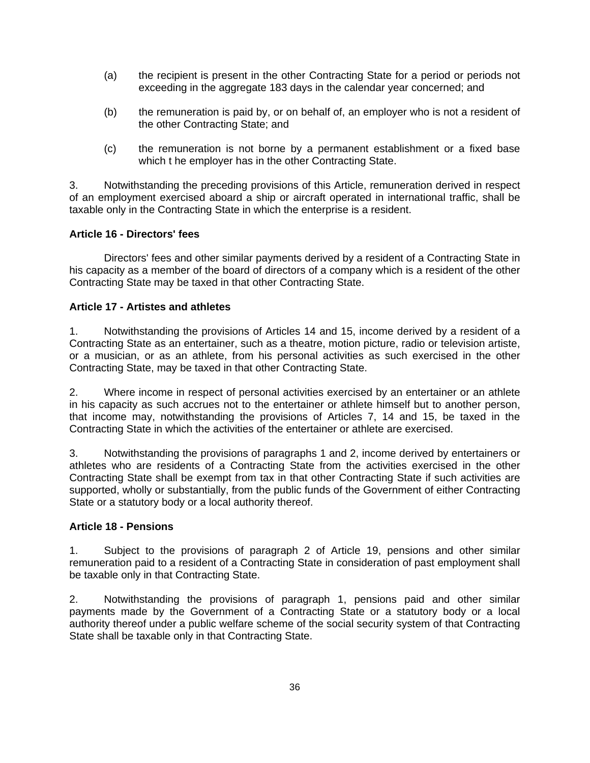(a) the recipient is present in the other Contracting State for a period or periods not exceeding in the aggregate 183 days in the calendar year concerned; and

(b) the remuneration is paid by, or on behalf of, an employer who is not a resident of the other Contracting State; and

(c) the remuneration is not borne by a permanent establishment or a fixed base which t he employer has in the other Contracting State.

3. Notwithstanding the preceding provisions of this Article, remuneration derived in respect of an employment exercised aboard a ship or aircraft operated in international traffic, shall be taxable only in the Contracting State in which the enterprise is a resident.

**Article 16 - Directors' fees**

Directors' fees and other similar payments derived by a resident of a Contracting State in his capacity as a member of the board of directors of a company which is a resident of the other Contracting State may be taxed in that other Contracting State.

**Article 17 - Artistes and athletes**

1. Notwithstanding the provisions of Articles 14 and 15, income derived by a resident of a Contracting State as an entertainer, such as a theatre, motion picture, radio or television artiste, or a musician, or as an athlete, from his personal activities as such exercised in the other Contracting State, may be taxed in that other Contracting State.

2. Where income in respect of personal activities exercised by an entertainer or an athlete in his capacity as such accrues not to the entertainer or athlete himself but to another person, that income may, notwithstanding the provisions of Articles 7, 14 and 15, be taxed in the Contracting State in which the activities of the entertainer or athlete are exercised.

3. Notwithstanding the provisions of paragraphs 1 and 2, income derived by entertainers or athletes who are residents of a Contracting State from the activities exercised in the other Contracting State shall be exempt from tax in that other Contracting State if such activities are supported, wholly or substantially, from the public funds of the Government of either Contracting State or a statutory body or a local authority thereof.

**Article 18 - Pensions**

1. Subject to the provisions of paragraph 2 of Article 19, pensions and other similar remuneration paid to a resident of a Contracting State in consideration of past employment shall be taxable only in that Contracting State.

2. Notwithstanding the provisions of paragraph 1, pensions paid and other similar payments made by the Government of a Contracting State or a statutory body or a local authority thereof under a public welfare scheme of the social security system of that Contracting State shall be taxable only in that Contracting State.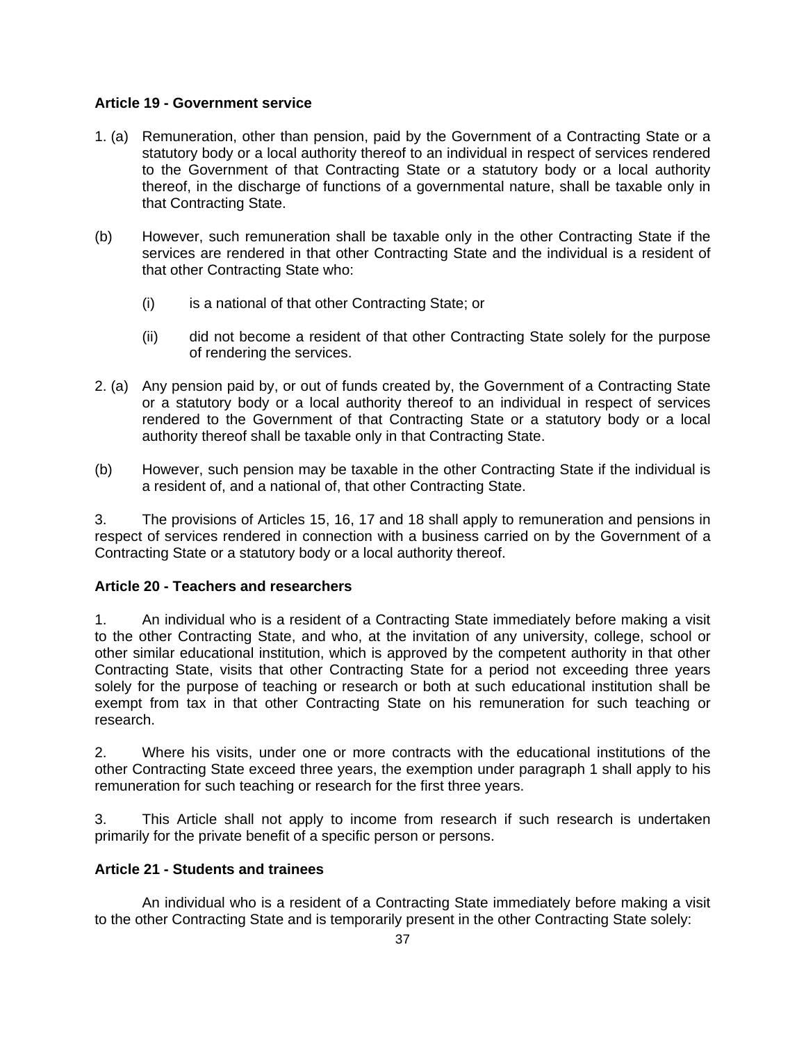**Article 19 - Government service**

1. (a) Remuneration, other than pension, paid by the Government of a Contracting State or a statutory body or a local authority thereof to an individual in respect of services rendered to the Government of that Contracting State or a statutory body or a local authority thereof, in the discharge of functions of a governmental nature, shall be taxable only in that Contracting State.

(b) However, such remuneration shall be taxable only in the other Contracting State if the services are rendered in that other Contracting State and the individual is a resident of that other Contracting State who:

   (i) is a national of that other Contracting State; or

   (ii) did not become a resident of that other Contracting State solely for the purpose of rendering the services.

2. (a) Any pension paid by, or out of funds created by, the Government of a Contracting State or a statutory body or a local authority thereof to an individual in respect of services rendered to the Government of that Contracting State or a statutory body or a local authority thereof shall be taxable only in that Contracting State.

(b) However, such pension may be taxable in the other Contracting State if the individual is a resident of, and a national of, that other Contracting State.

3. The provisions of Articles 15, 16, 17 and 18 shall apply to remuneration and pensions in respect of services rendered in connection with a business carried on by the Government of a Contracting State or a statutory body or a local authority thereof.

**Article 20 - Teachers and researchers**

1. An individual who is a resident of a Contracting State immediately before making a visit to the other Contracting State, and who, at the invitation of any university, college, school or other similar educational institution, which is approved by the competent authority in that other Contracting State, visits that other Contracting State for a period not exceeding three years solely for the purpose of teaching or research or both at such educational institution shall be exempt from tax in that other Contracting State on his remuneration for such teaching or research.

2. Where his visits, under one or more contracts with the educational institutions of the other Contracting State exceed three years, the exemption under paragraph 1 shall apply to his remuneration for such teaching or research for the first three years.

3. This Article shall not apply to income from research if such research is undertaken primarily for the private benefit of a specific person or persons.

**Article 21 - Students and trainees**

An individual who is a resident of a Contracting State immediately before making a visit to the other Contracting State and is temporarily present in the other Contracting State solely: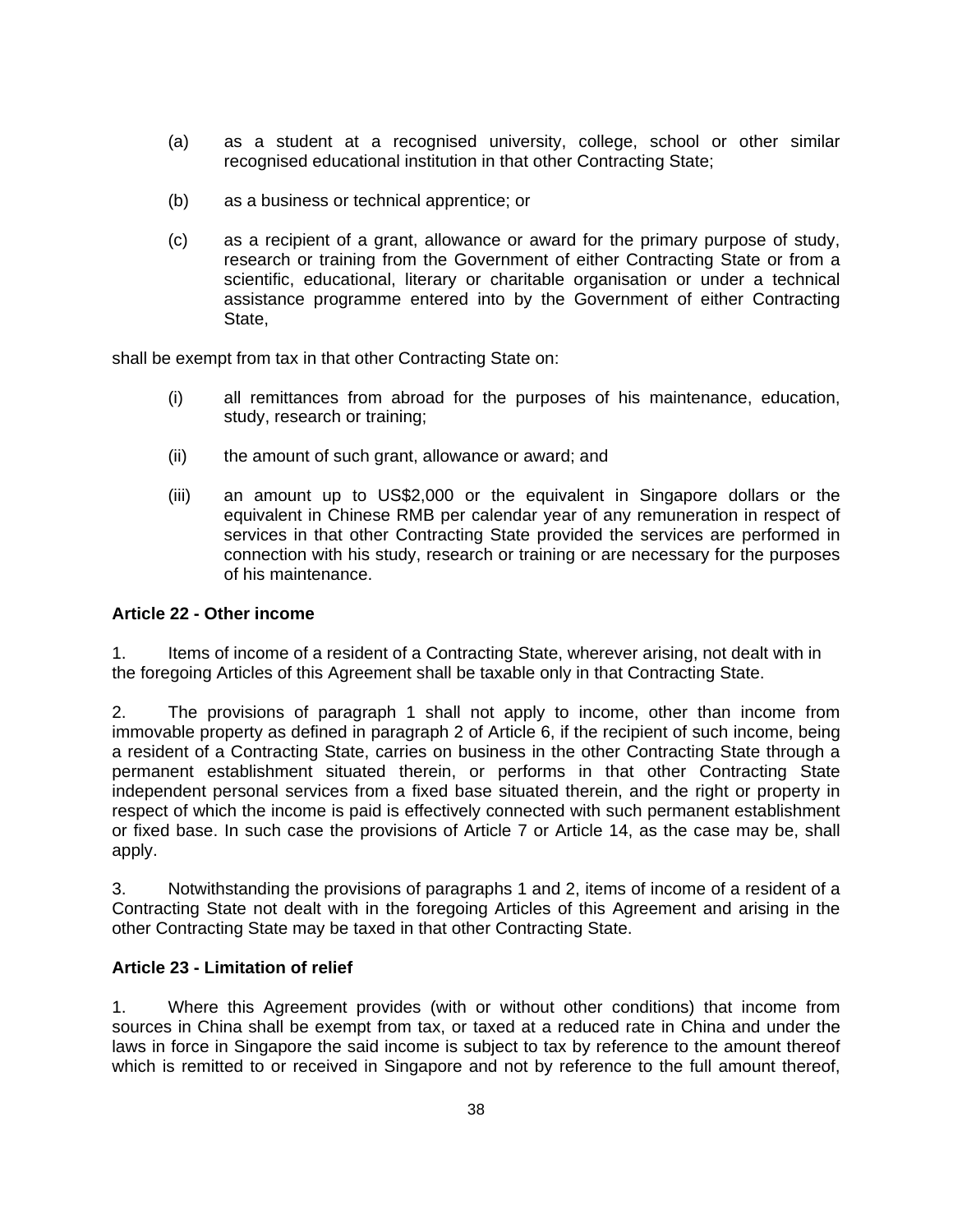(a) as a student at a recognised university, college, school or other similar recognised educational institution in that other Contracting State;

(b) as a business or technical apprentice; or

(c) as a recipient of a grant, allowance or award for the primary purpose of study, research or training from the Government of either Contracting State or from a scientific, educational, literary or charitable organisation or under a technical assistance programme entered into by the Government of either Contracting State,

shall be exempt from tax in that other Contracting State on:

(i) all remittances from abroad for the purposes of his maintenance, education, study, research or training;

(ii) the amount of such grant, allowance or award; and

(iii) an amount up to US$2,000 or the equivalent in Singapore dollars or the equivalent in Chinese RMB per calendar year of any remuneration in respect of services in that other Contracting State provided the services are performed in connection with his study, research or training or are necessary for the purposes of his maintenance.

**Article 22 - Other income**

1. Items of income of a resident of a Contracting State, wherever arising, not dealt with in the foregoing Articles of this Agreement shall be taxable only in that Contracting State.

2. The provisions of paragraph 1 shall not apply to income, other than income from immovable property as defined in paragraph 2 of Article 6, if the recipient of such income, being a resident of a Contracting State, carries on business in the other Contracting State through a permanent establishment situated therein, or performs in that other Contracting State independent personal services from a fixed base situated therein, and the right or property in respect of which the income is paid is effectively connected with such permanent establishment or fixed base. In such case the provisions of Article 7 or Article 14, as the case may be, shall apply.

3. Notwithstanding the provisions of paragraphs 1 and 2, items of income of a resident of a Contracting State not dealt with in the foregoing Articles of this Agreement and arising in the other Contracting State may be taxed in that other Contracting State.

**Article 23 - Limitation of relief**

1. Where this Agreement provides (with or without other conditions) that income from sources in China shall be exempt from tax, or taxed at a reduced rate in China and under the laws in force in Singapore the said income is subject to tax by reference to the amount thereof which is remitted to or received in Singapore and not by reference to the full amount thereof,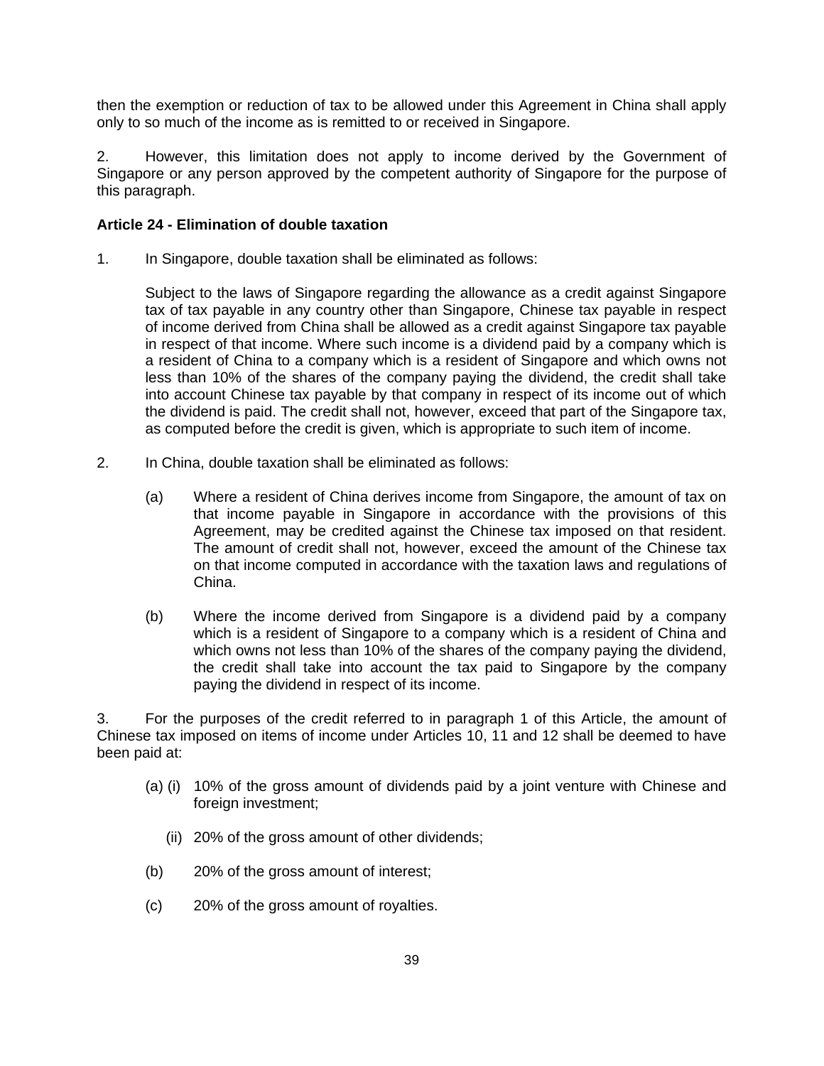then the exemption or reduction of tax to be allowed under this Agreement in China shall apply only to so much of the income as is remitted to or received in Singapore.

2. However, this limitation does not apply to income derived by the Government of Singapore or any person approved by the competent authority of Singapore for the purpose of this paragraph.

**Article 24 - Elimination of double taxation**

1. In Singapore, double taxation shall be eliminated as follows:

   Subject to the laws of Singapore regarding the allowance as a credit against Singapore tax of tax payable in any country other than Singapore, Chinese tax payable in respect of income derived from China shall be allowed as a credit against Singapore tax payable in respect of that income. Where such income is a dividend paid by a company which is a resident of China to a company which is a resident of Singapore and which owns not less than 10% of the shares of the company paying the dividend, the credit shall take into account Chinese tax payable by that company in respect of its income out of which the dividend is paid. The credit shall not, however, exceed that part of the Singapore tax, as computed before the credit is given, which is appropriate to such item of income.

2. In China, double taxation shall be eliminated as follows:

   (a) Where a resident of China derives income from Singapore, the amount of tax on that income payable in Singapore in accordance with the provisions of this Agreement, may be credited against the Chinese tax imposed on that resident. The amount of credit shall not, however, exceed the amount of the Chinese tax on that income computed in accordance with the taxation laws and regulations of China.

   (b) Where the income derived from Singapore is a dividend paid by a company which is a resident of Singapore to a company which is a resident of China and which owns not less than 10% of the shares of the company paying the dividend, the credit shall take into account the tax paid to Singapore by the company paying the dividend in respect of its income.

3. For the purposes of the credit referred to in paragraph 1 of this Article, the amount of Chinese tax imposed on items of income under Articles 10, 11 and 12 shall be deemed to have been paid at:

   (a) (i) 10% of the gross amount of dividends paid by a joint venture with Chinese and foreign investment;

   (ii) 20% of the gross amount of other dividends;

   (b) 20% of the gross amount of interest;

   (c) 20% of the gross amount of royalties.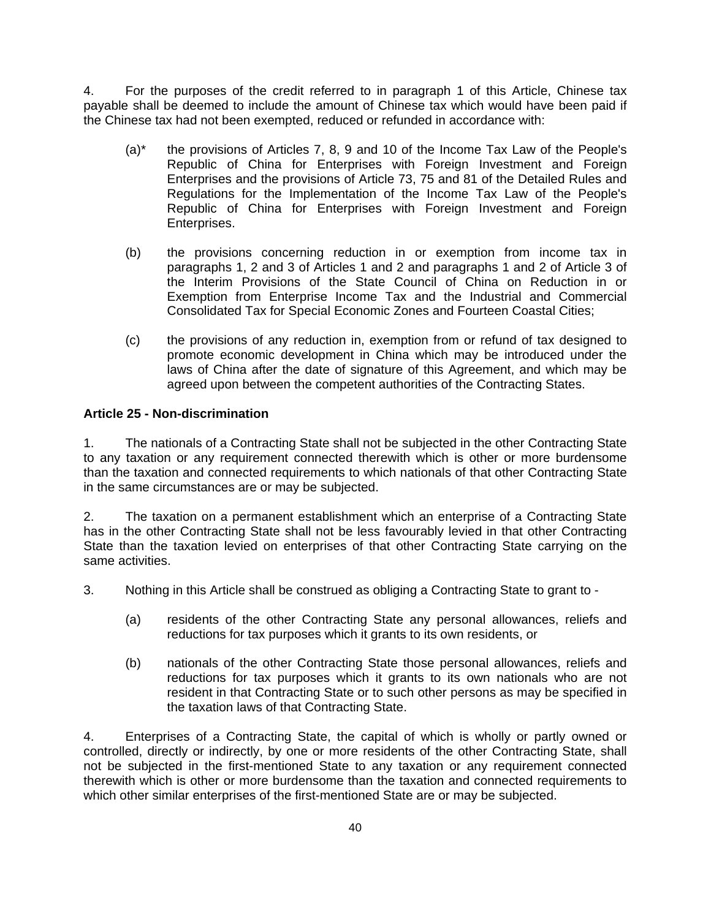4. For the purposes of the credit referred to in paragraph 1 of this Article, Chinese tax payable shall be deemed to include the amount of Chinese tax which would have been paid if the Chinese tax had not been exempted, reduced or refunded in accordance with:

(a)* the provisions of Articles 7, 8, 9 and 10 of the Income Tax Law of the People's Republic of China for Enterprises with Foreign Investment and Foreign Enterprises and the provisions of Article 73, 75 and 81 of the Detailed Rules and Regulations for the Implementation of the Income Tax Law of the People's Republic of China for Enterprises with Foreign Investment and Foreign Enterprises.

(b) the provisions concerning reduction in or exemption from income tax in paragraphs 1, 2 and 3 of Articles 1 and 2 and paragraphs 1 and 2 of Article 3 of the Interim Provisions of the State Council of China on Reduction in or Exemption from Enterprise Income Tax and the Industrial and Commercial Consolidated Tax for Special Economic Zones and Fourteen Coastal Cities;

(c) the provisions of any reduction in, exemption from or refund of tax designed to promote economic development in China which may be introduced under the laws of China after the date of signature of this Agreement, and which may be agreed upon between the competent authorities of the Contracting States.

**Article 25 - Non-discrimination**

1. The nationals of a Contracting State shall not be subjected in the other Contracting State to any taxation or any requirement connected therewith which is other or more burdensome than the taxation and connected requirements to which nationals of that other Contracting State in the same circumstances are or may be subjected.

2. The taxation on a permanent establishment which an enterprise of a Contracting State has in the other Contracting State shall not be less favourably levied in that other Contracting State than the taxation levied on enterprises of that other Contracting State carrying on the same activities.

3. Nothing in this Article shall be construed as obliging a Contracting State to grant to -

(a) residents of the other Contracting State any personal allowances, reliefs and reductions for tax purposes which it grants to its own residents, or

(b) nationals of the other Contracting State those personal allowances, reliefs and reductions for tax purposes which it grants to its own nationals who are not resident in that Contracting State or to such other persons as may be specified in the taxation laws of that Contracting State.

4. Enterprises of a Contracting State, the capital of which is wholly or partly owned or controlled, directly or indirectly, by one or more residents of the other Contracting State, shall not be subjected in the first-mentioned State to any taxation or any requirement connected therewith which is other or more burdensome than the taxation and connected requirements to which other similar enterprises of the first-mentioned State are or may be subjected.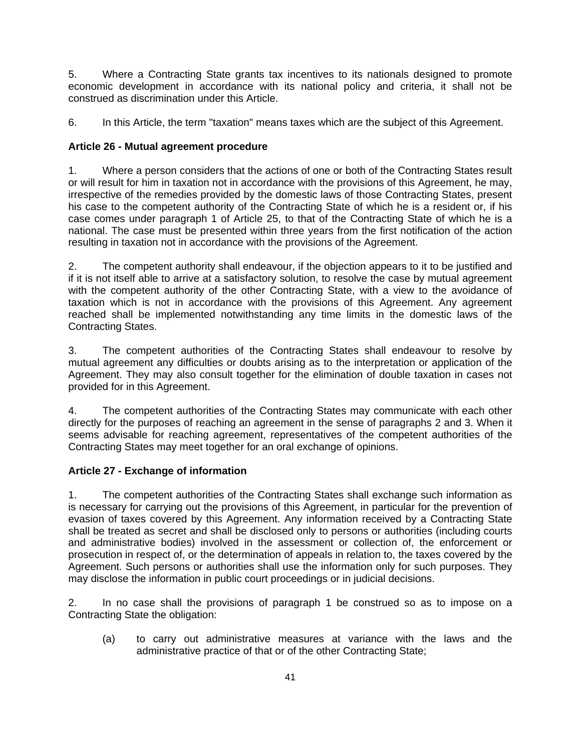5. Where a Contracting State grants tax incentives to its nationals designed to promote economic development in accordance with its national policy and criteria, it shall not be construed as discrimination under this Article.

6. In this Article, the term "taxation" means taxes which are the subject of this Agreement.

**Article 26 - Mutual agreement procedure**

1. Where a person considers that the actions of one or both of the Contracting States result or will result for him in taxation not in accordance with the provisions of this Agreement, he may, irrespective of the remedies provided by the domestic laws of those Contracting States, present his case to the competent authority of the Contracting State of which he is a resident or, if his case comes under paragraph 1 of Article 25, to that of the Contracting State of which he is a national. The case must be presented within three years from the first notification of the action resulting in taxation not in accordance with the provisions of the Agreement.

2. The competent authority shall endeavour, if the objection appears to it to be justified and if it is not itself able to arrive at a satisfactory solution, to resolve the case by mutual agreement with the competent authority of the other Contracting State, with a view to the avoidance of taxation which is not in accordance with the provisions of this Agreement. Any agreement reached shall be implemented notwithstanding any time limits in the domestic laws of the Contracting States.

3. The competent authorities of the Contracting States shall endeavour to resolve by mutual agreement any difficulties or doubts arising as to the interpretation or application of the Agreement. They may also consult together for the elimination of double taxation in cases not provided for in this Agreement.

4. The competent authorities of the Contracting States may communicate with each other directly for the purposes of reaching an agreement in the sense of paragraphs 2 and 3. When it seems advisable for reaching agreement, representatives of the competent authorities of the Contracting States may meet together for an oral exchange of opinions.

**Article 27 - Exchange of information**

1. The competent authorities of the Contracting States shall exchange such information as is necessary for carrying out the provisions of this Agreement, in particular for the prevention of evasion of taxes covered by this Agreement. Any information received by a Contracting State shall be treated as secret and shall be disclosed only to persons or authorities (including courts and administrative bodies) involved in the assessment or collection of, the enforcement or prosecution in respect of, or the determination of appeals in relation to, the taxes covered by the Agreement. Such persons or authorities shall use the information only for such purposes. They may disclose the information in public court proceedings or in judicial decisions.

2. In no case shall the provisions of paragraph 1 be construed so as to impose on a Contracting State the obligation:

   (a) to carry out administrative measures at variance with the laws and the administrative practice of that or of the other Contracting State;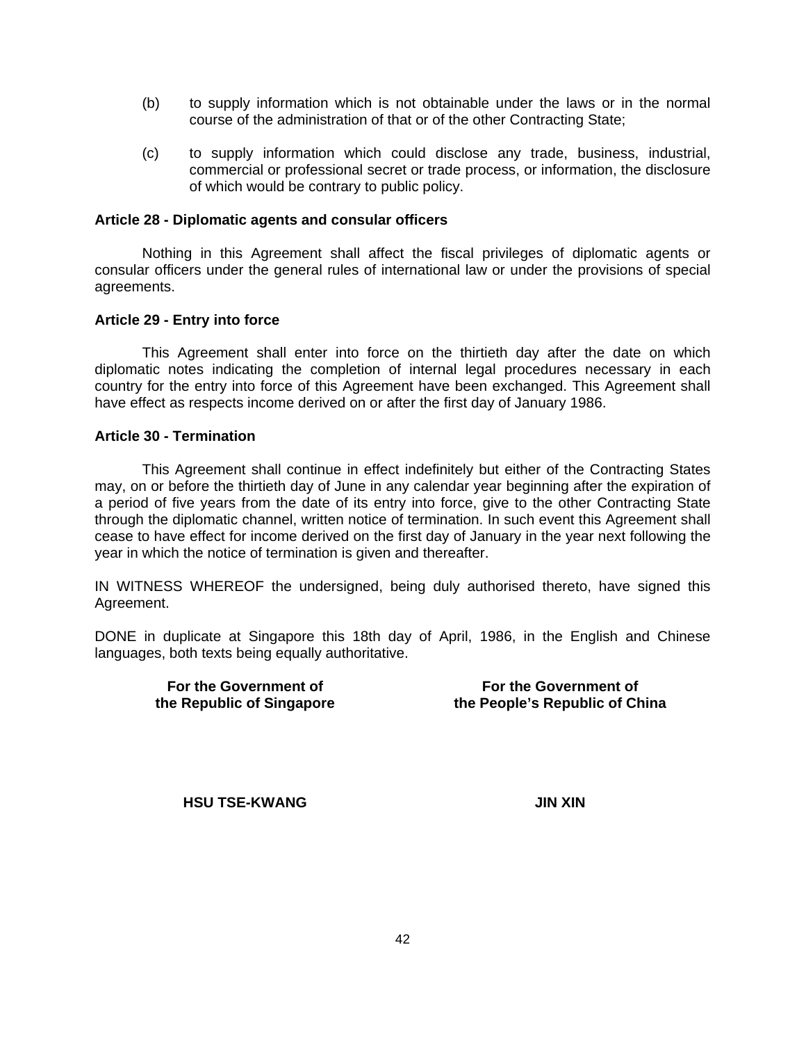(b) to supply information which is not obtainable under the laws or in the normal course of the administration of that or of the other Contracting State;

(c) to supply information which could disclose any trade, business, industrial, commercial or professional secret or trade process, or information, the disclosure of which would be contrary to public policy.

**Article 28 - Diplomatic agents and consular officers**

Nothing in this Agreement shall affect the fiscal privileges of diplomatic agents or consular officers under the general rules of international law or under the provisions of special agreements.

**Article 29 - Entry into force**

This Agreement shall enter into force on the thirtieth day after the date on which diplomatic notes indicating the completion of internal legal procedures necessary in each country for the entry into force of this Agreement have been exchanged. This Agreement shall have effect as respects income derived on or after the first day of January 1986.

**Article 30 - Termination**

This Agreement shall continue in effect indefinitely but either of the Contracting States may, on or before the thirtieth day of June in any calendar year beginning after the expiration of a period of five years from the date of its entry into force, give to the other Contracting State through the diplomatic channel, written notice of termination. In such event this Agreement shall cease to have effect for income derived on the first day of January in the year next following the year in which the notice of termination is given and thereafter.

IN WITNESS WHEREOF the undersigned, being duly authorised thereto, have signed this Agreement.

DONE in duplicate at Singapore this 18th day of April, 1986, in the English and Chinese languages, both texts being equally authoritative.

| **For the Government of the Republic of Singapore** | **For the Government of the People's Republic of China** |
| --- | --- |
| **HSU TSE-KWANG** | **JIN XIN** |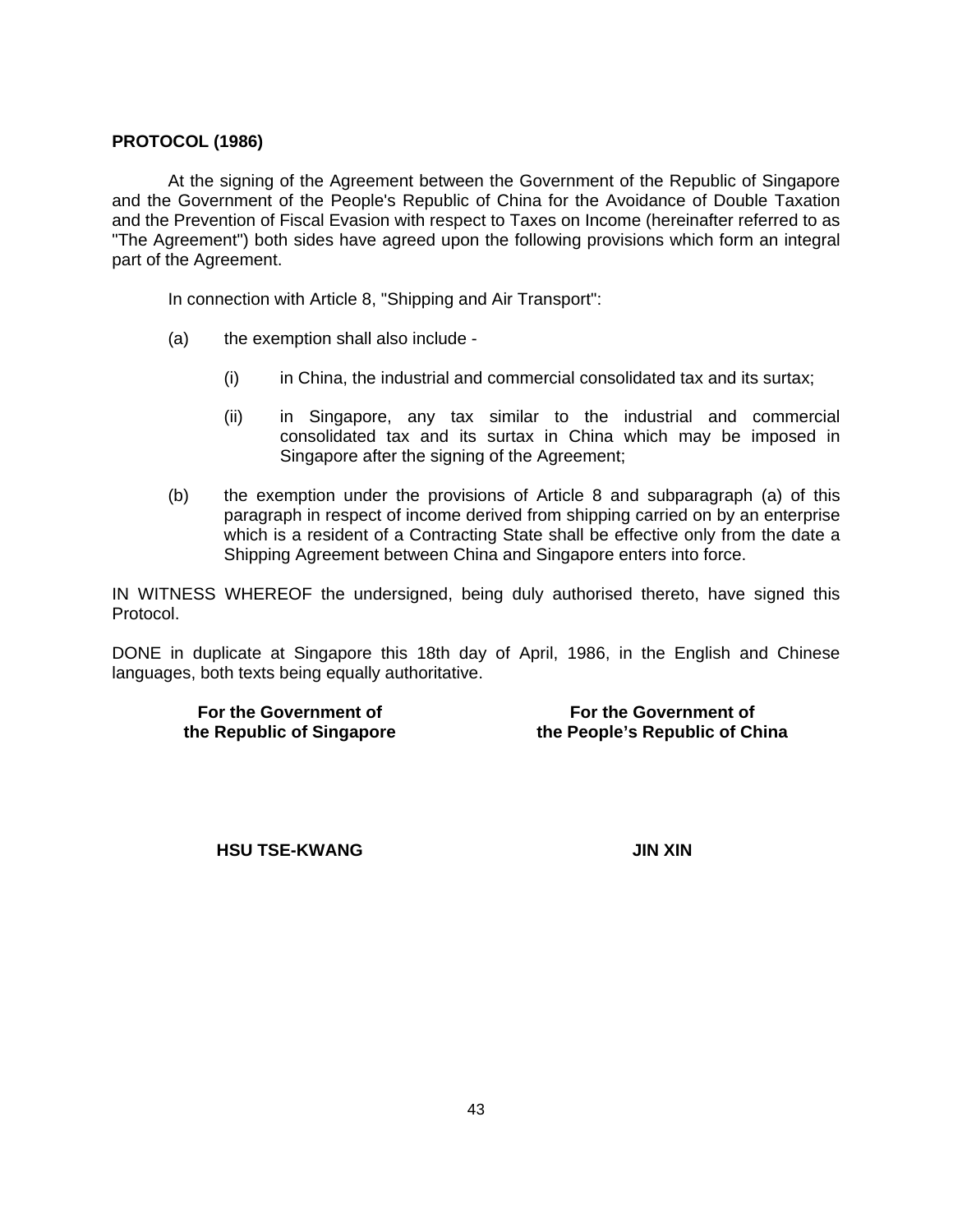**PROTOCOL (1986)**

At the signing of the Agreement between the Government of the Republic of Singapore and the Government of the People's Republic of China for the Avoidance of Double Taxation and the Prevention of Fiscal Evasion with respect to Taxes on Income (hereinafter referred to as "The Agreement") both sides have agreed upon the following provisions which form an integral part of the Agreement.

In connection with Article 8, "Shipping and Air Transport":

(a) the exemption shall also include -

   (i) in China, the industrial and commercial consolidated tax and its surtax;

   (ii) in Singapore, any tax similar to the industrial and commercial consolidated tax and its surtax in China which may be imposed in Singapore after the signing of the Agreement;

(b) the exemption under the provisions of Article 8 and subparagraph (a) of this paragraph in respect of income derived from shipping carried on by an enterprise which is a resident of a Contracting State shall be effective only from the date a Shipping Agreement between China and Singapore enters into force.

IN WITNESS WHEREOF the undersigned, being duly authorised thereto, have signed this Protocol.

DONE in duplicate at Singapore this 18th day of April, 1986, in the English and Chinese languages, both texts being equally authoritative.

| For the Government of the Republic of Singapore | For the Government of the People's Republic of China |
| --- | --- |
| **HSU TSE-KWANG** | **JIN XIN** |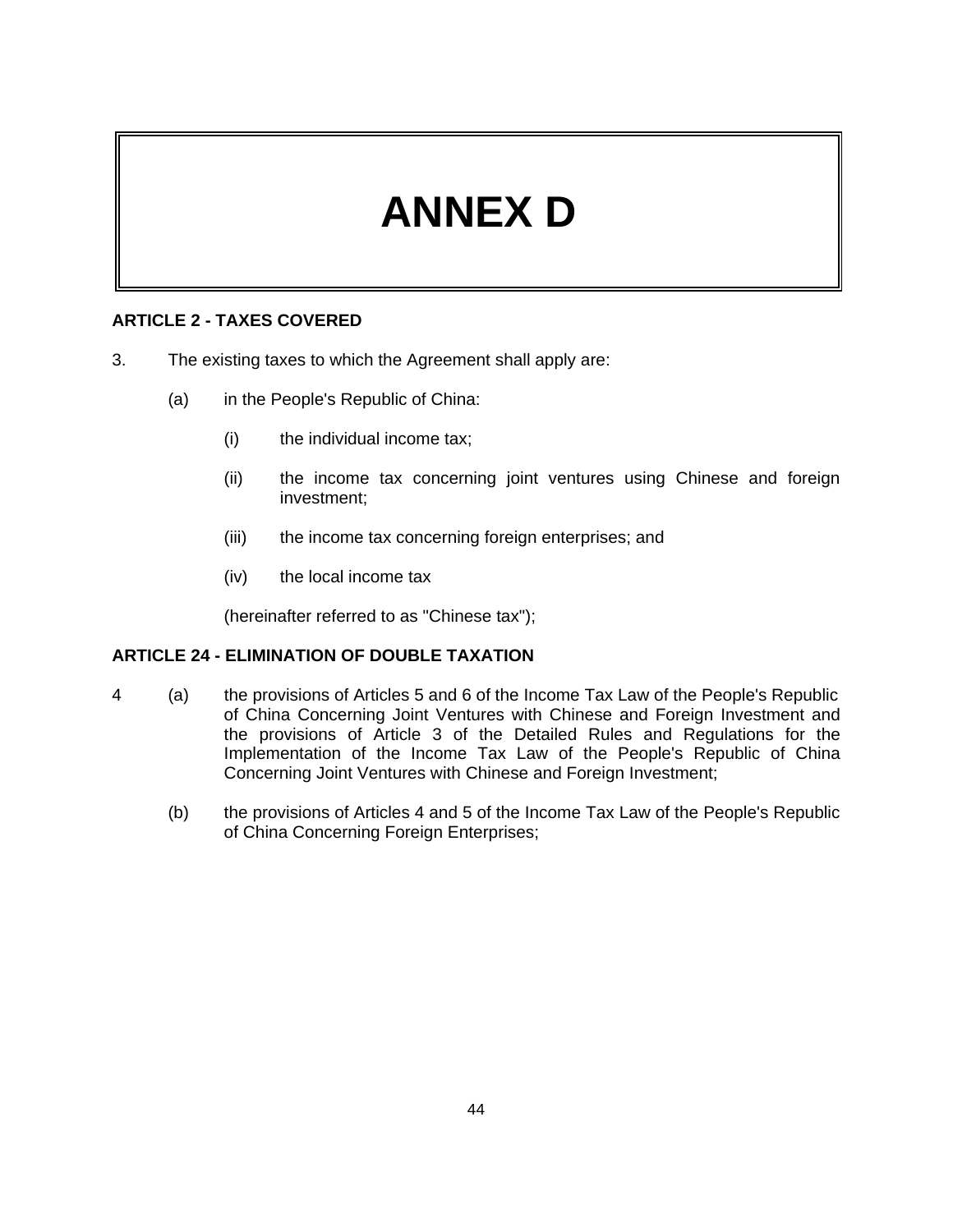# ANNEX D

**ARTICLE 2 - TAXES COVERED**

3. The existing taxes to which the Agreement shall apply are:

   (a) in the People's Republic of China:

      (i) the individual income tax;

      (ii) the income tax concerning joint ventures using Chinese and foreign investment;

      (iii) the income tax concerning foreign enterprises; and

      (iv) the local income tax

      (hereinafter referred to as "Chinese tax");

**ARTICLE 24 - ELIMINATION OF DOUBLE TAXATION**

4 (a) the provisions of Articles 5 and 6 of the Income Tax Law of the People's Republic of China Concerning Joint Ventures with Chinese and Foreign Investment and the provisions of Article 3 of the Detailed Rules and Regulations for the Implementation of the Income Tax Law of the People's Republic of China Concerning Joint Ventures with Chinese and Foreign Investment;

   (b) the provisions of Articles 4 and 5 of the Income Tax Law of the People's Republic of China Concerning Foreign Enterprises;